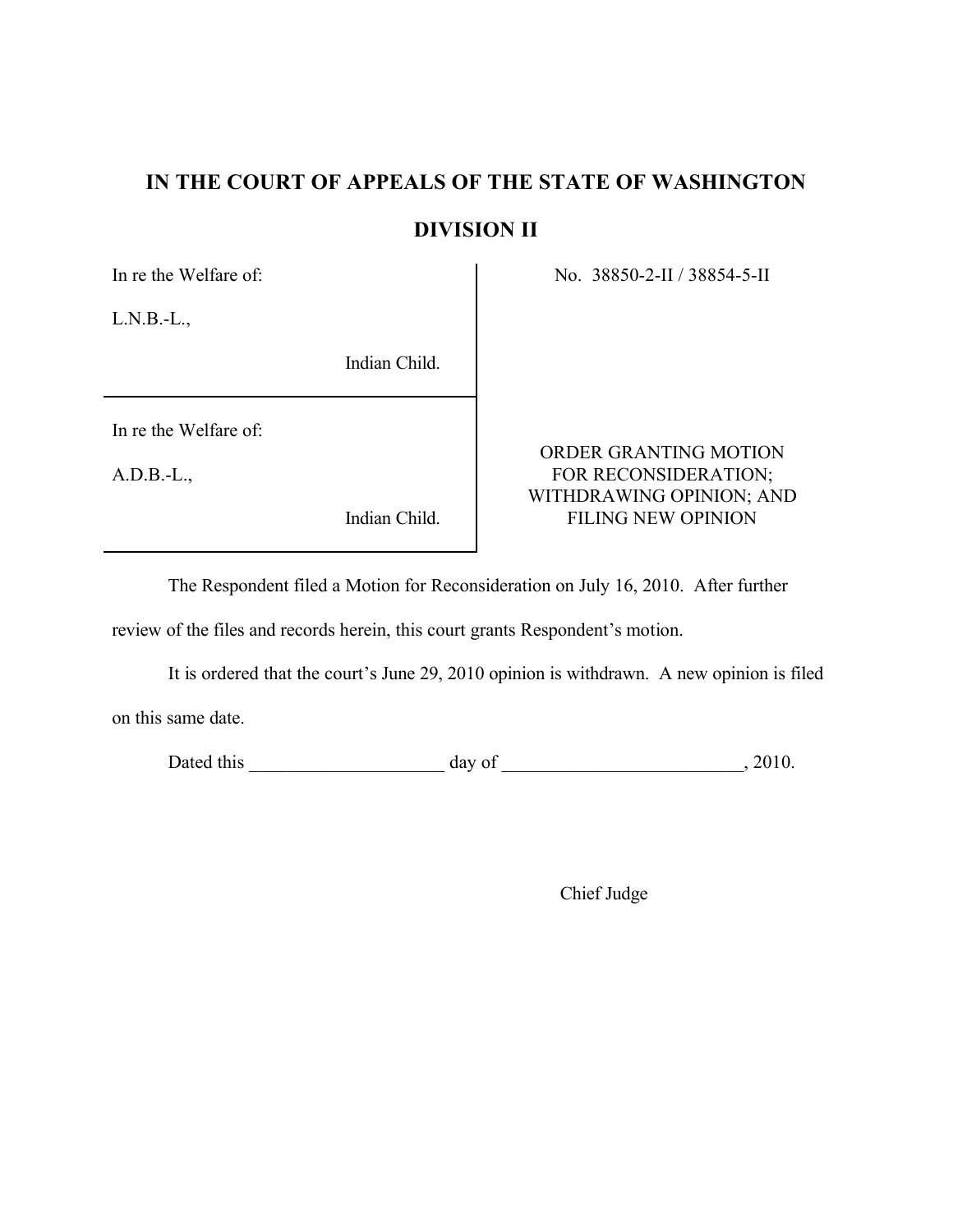# IN THE COURT OF APPEALS OF THE STATE OF WASHINGTON

## DIVISION II

| | |
|---|---|
| In re the Welfare of:<br><br>L.N.B.-L.,<br><br>Indian Child. | No. 38850-2-II / 38854-5-II |
| In re the Welfare of:<br><br>A.D.B.-L.,<br><br>Indian Child. | ORDER GRANTING MOTION FOR RECONSIDERATION; WITHDRAWING OPINION; AND FILING NEW OPINION |

The Respondent filed a Motion for Reconsideration on July 16, 2010. After further review of the files and records herein, this court grants Respondent's motion.

It is ordered that the court's June 29, 2010 opinion is withdrawn. A new opinion is filed on this same date.

Dated this ____________________ day of _________________________, 2010.

Chief Judge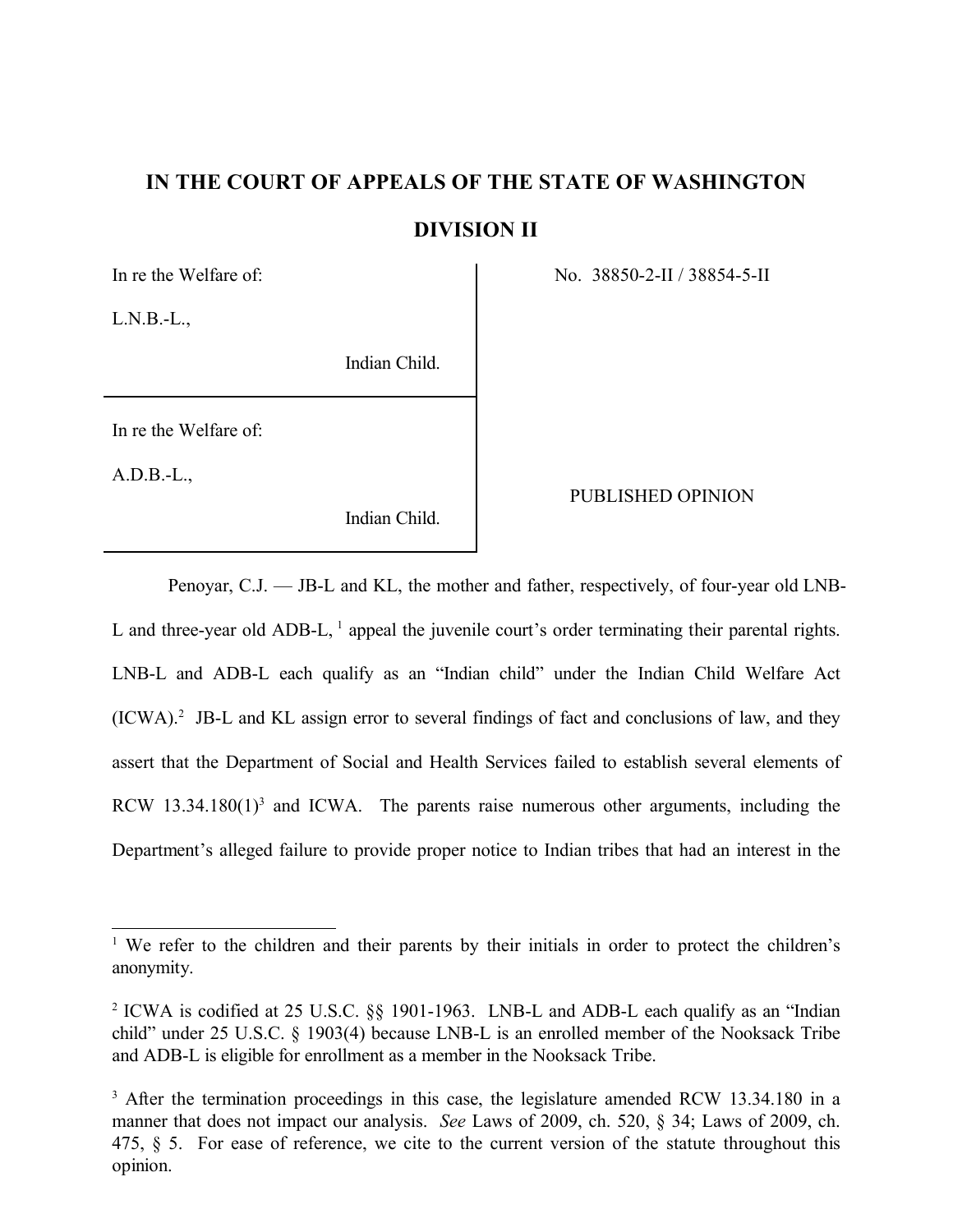# IN THE COURT OF APPEALS OF THE STATE OF WASHINGTON

## DIVISION II

| | |
|---|---|
| In re the Welfare of:<br><br>L.N.B.-L.,<br><br>Indian Child. | No. 38850-2-II / 38854-5-II |
| In re the Welfare of:<br><br>A.D.B.-L.,<br><br>Indian Child. | PUBLISHED OPINION |

Penoyar, C.J. — JB-L and KL, the mother and father, respectively, of four-year old LNB-L and three-year old ADB-L, [1] appeal the juvenile court's order terminating their parental rights. LNB-L and ADB-L each qualify as an "Indian child" under the Indian Child Welfare Act (ICWA).[2] JB-L and KL assign error to several findings of fact and conclusions of law, and they assert that the Department of Social and Health Services failed to establish several elements of RCW 13.34.180(1)[3] and ICWA. The parents raise numerous other arguments, including the Department's alleged failure to provide proper notice to Indian tribes that had an interest in the

---

[1] We refer to the children and their parents by their initials in order to protect the children's anonymity.

[2] ICWA is codified at 25 U.S.C. §§ 1901-1963. LNB-L and ADB-L each qualify as an "Indian child" under 25 U.S.C. § 1903(4) because LNB-L is an enrolled member of the Nooksack Tribe and ADB-L is eligible for enrollment as a member in the Nooksack Tribe.

[3] After the termination proceedings in this case, the legislature amended RCW 13.34.180 in a manner that does not impact our analysis. *See* Laws of 2009, ch. 520, § 34; Laws of 2009, ch. 475, § 5. For ease of reference, we cite to the current version of the statute throughout this opinion.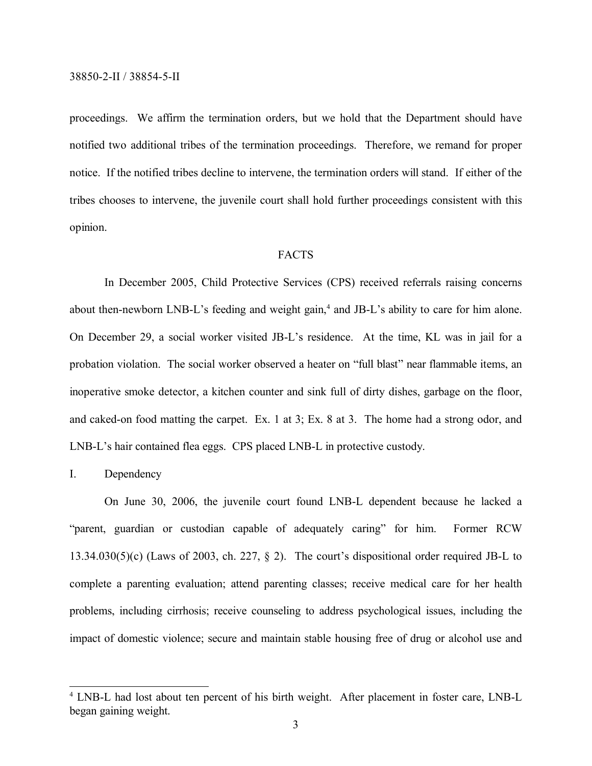proceedings. We affirm the termination orders, but we hold that the Department should have notified two additional tribes of the termination proceedings. Therefore, we remand for proper notice. If the notified tribes decline to intervene, the termination orders will stand. If either of the tribes chooses to intervene, the juvenile court shall hold further proceedings consistent with this opinion.

## FACTS

In December 2005, Child Protective Services (CPS) received referrals raising concerns about then-newborn LNB-L's feeding and weight gain,[4] and JB-L's ability to care for him alone. On December 29, a social worker visited JB-L's residence. At the time, KL was in jail for a probation violation. The social worker observed a heater on "full blast" near flammable items, an inoperative smoke detector, a kitchen counter and sink full of dirty dishes, garbage on the floor, and caked-on food matting the carpet. Ex. 1 at 3; Ex. 8 at 3. The home had a strong odor, and LNB-L's hair contained flea eggs. CPS placed LNB-L in protective custody.

### I. Dependency

On June 30, 2006, the juvenile court found LNB-L dependent because he lacked a "parent, guardian or custodian capable of adequately caring" for him. Former RCW 13.34.030(5)(c) (Laws of 2003, ch. 227, § 2). The court's dispositional order required JB-L to complete a parenting evaluation; attend parenting classes; receive medical care for her health problems, including cirrhosis; receive counseling to address psychological issues, including the impact of domestic violence; secure and maintain stable housing free of drug or alcohol use and

[4] LNB-L had lost about ten percent of his birth weight. After placement in foster care, LNB-L began gaining weight.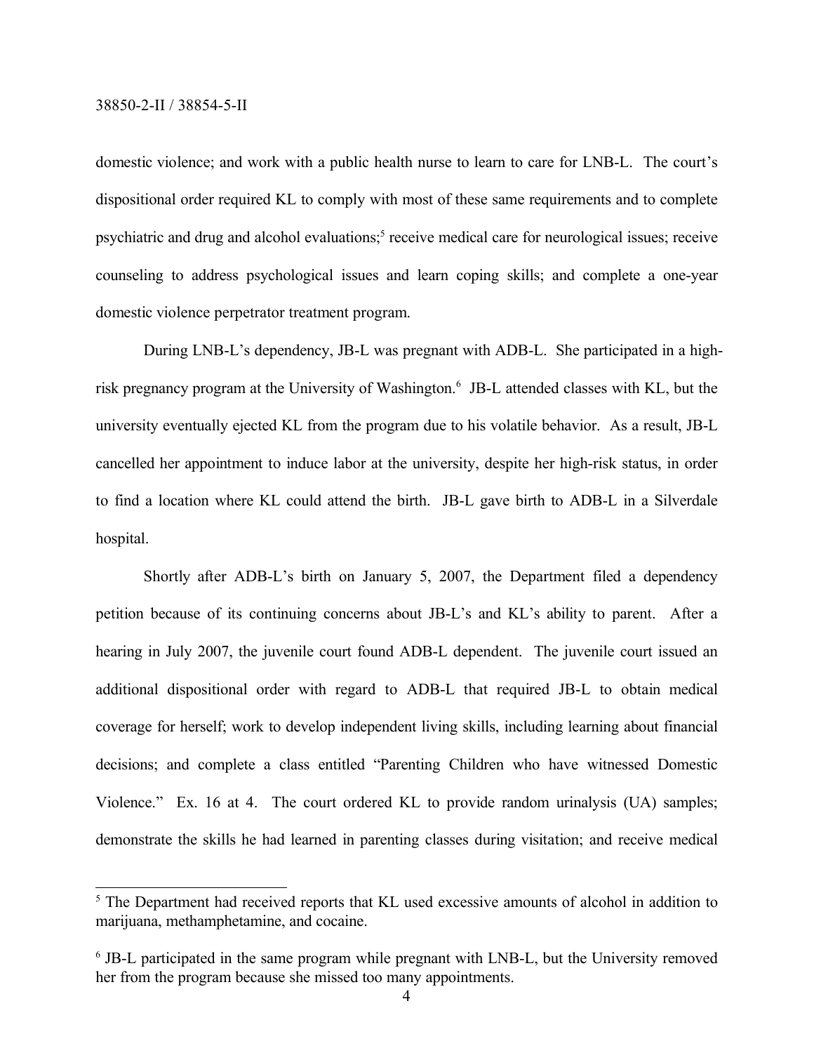domestic violence; and work with a public health nurse to learn to care for LNB-L. The court's dispositional order required KL to comply with most of these same requirements and to complete psychiatric and drug and alcohol evaluations;[5] receive medical care for neurological issues; receive counseling to address psychological issues and learn coping skills; and complete a one-year domestic violence perpetrator treatment program.

During LNB-L's dependency, JB-L was pregnant with ADB-L. She participated in a high-risk pregnancy program at the University of Washington.[6] JB-L attended classes with KL, but the university eventually ejected KL from the program due to his volatile behavior. As a result, JB-L cancelled her appointment to induce labor at the university, despite her high-risk status, in order to find a location where KL could attend the birth. JB-L gave birth to ADB-L in a Silverdale hospital.

Shortly after ADB-L's birth on January 5, 2007, the Department filed a dependency petition because of its continuing concerns about JB-L's and KL's ability to parent. After a hearing in July 2007, the juvenile court found ADB-L dependent. The juvenile court issued an additional dispositional order with regard to ADB-L that required JB-L to obtain medical coverage for herself; work to develop independent living skills, including learning about financial decisions; and complete a class entitled "Parenting Children who have witnessed Domestic Violence." Ex. 16 at 4. The court ordered KL to provide random urinalysis (UA) samples; demonstrate the skills he had learned in parenting classes during visitation; and receive medical

---

[5] The Department had received reports that KL used excessive amounts of alcohol in addition to marijuana, methamphetamine, and cocaine.

[6] JB-L participated in the same program while pregnant with LNB-L, but the University removed her from the program because she missed too many appointments.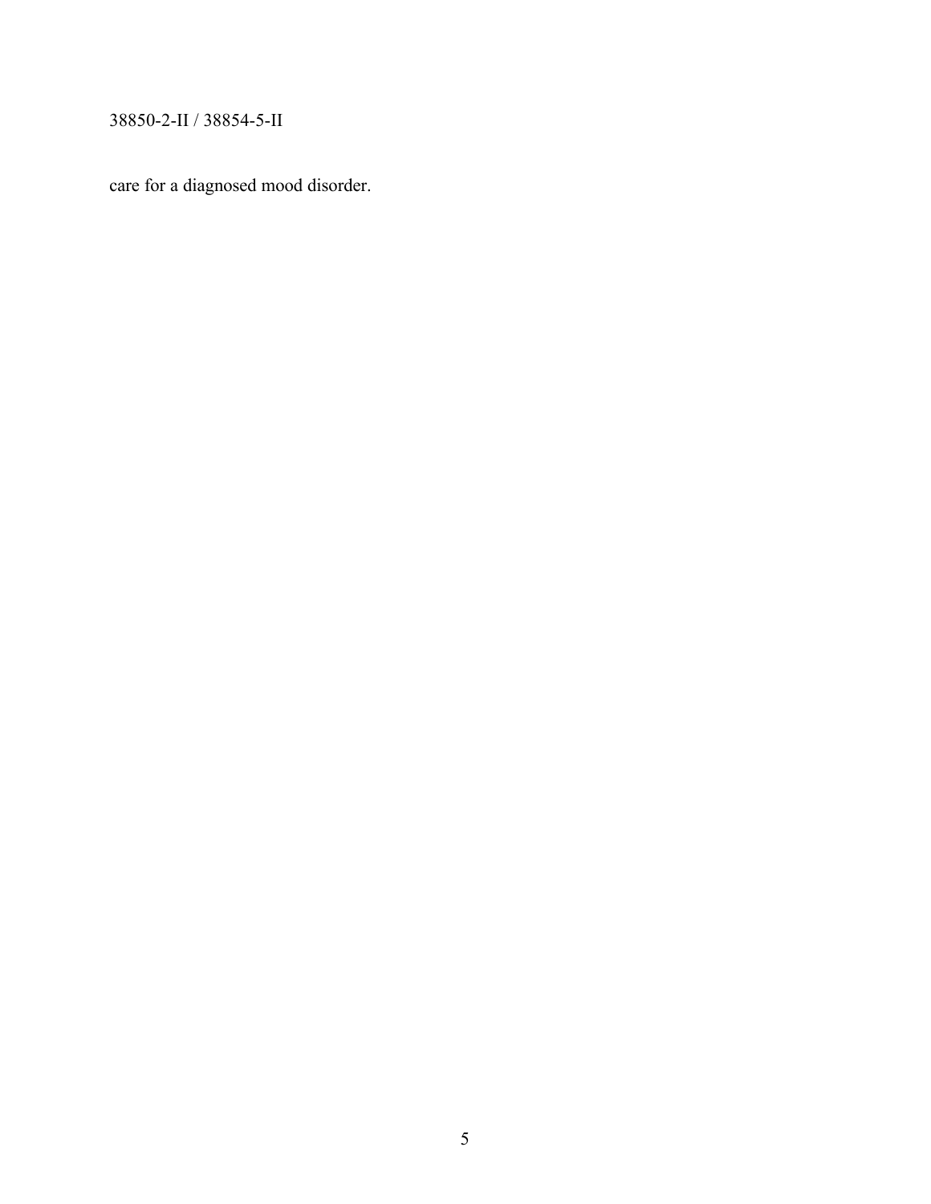care for a diagnosed mood disorder.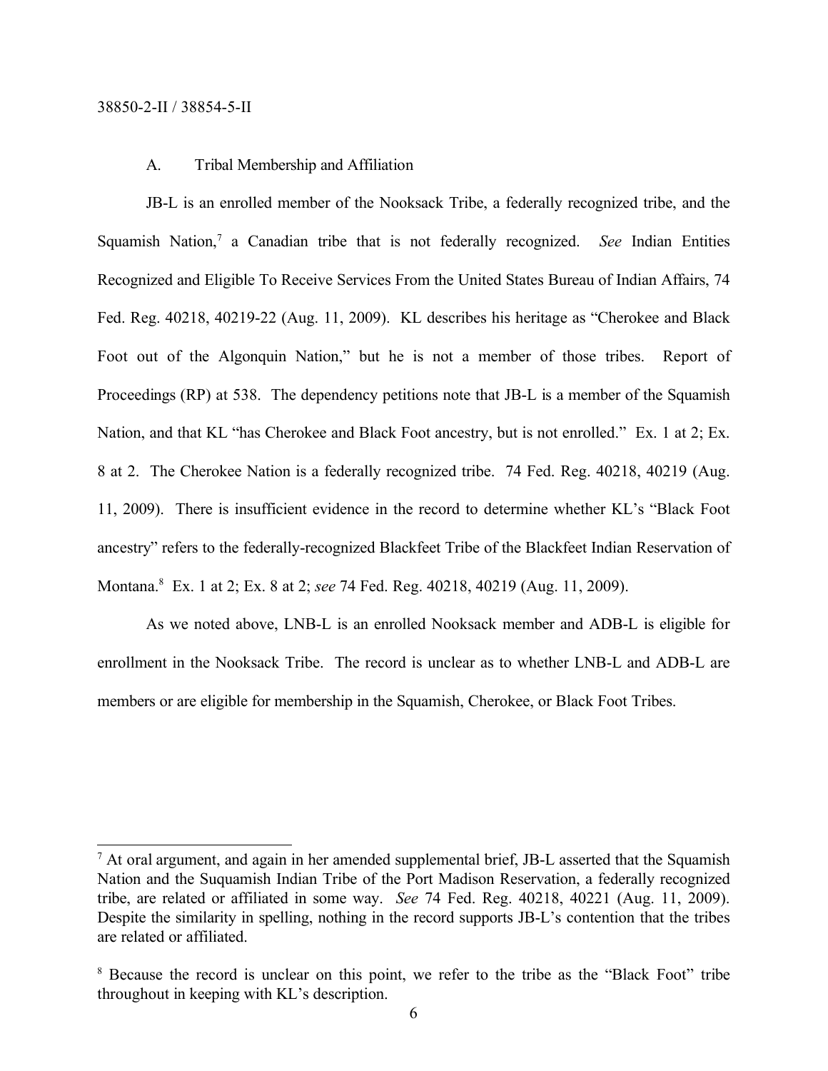## A. Tribal Membership and Affiliation

JB-L is an enrolled member of the Nooksack Tribe, a federally recognized tribe, and the Squamish Nation,[7] a Canadian tribe that is not federally recognized. *See* Indian Entities Recognized and Eligible To Receive Services From the United States Bureau of Indian Affairs, 74 Fed. Reg. 40218, 40219-22 (Aug. 11, 2009). KL describes his heritage as "Cherokee and Black Foot out of the Algonquin Nation," but he is not a member of those tribes. Report of Proceedings (RP) at 538. The dependency petitions note that JB-L is a member of the Squamish Nation, and that KL "has Cherokee and Black Foot ancestry, but is not enrolled." Ex. 1 at 2; Ex. 8 at 2. The Cherokee Nation is a federally recognized tribe. 74 Fed. Reg. 40218, 40219 (Aug. 11, 2009). There is insufficient evidence in the record to determine whether KL's "Black Foot ancestry" refers to the federally-recognized Blackfeet Tribe of the Blackfeet Indian Reservation of Montana.[8] Ex. 1 at 2; Ex. 8 at 2; *see* 74 Fed. Reg. 40218, 40219 (Aug. 11, 2009).

As we noted above, LNB-L is an enrolled Nooksack member and ADB-L is eligible for enrollment in the Nooksack Tribe. The record is unclear as to whether LNB-L and ADB-L are members or are eligible for membership in the Squamish, Cherokee, or Black Foot Tribes.

---

[7] At oral argument, and again in her amended supplemental brief, JB-L asserted that the Squamish Nation and the Suquamish Indian Tribe of the Port Madison Reservation, a federally recognized tribe, are related or affiliated in some way. *See* 74 Fed. Reg. 40218, 40221 (Aug. 11, 2009). Despite the similarity in spelling, nothing in the record supports JB-L's contention that the tribes are related or affiliated.

[8] Because the record is unclear on this point, we refer to the tribe as the "Black Foot" tribe throughout in keeping with KL's description.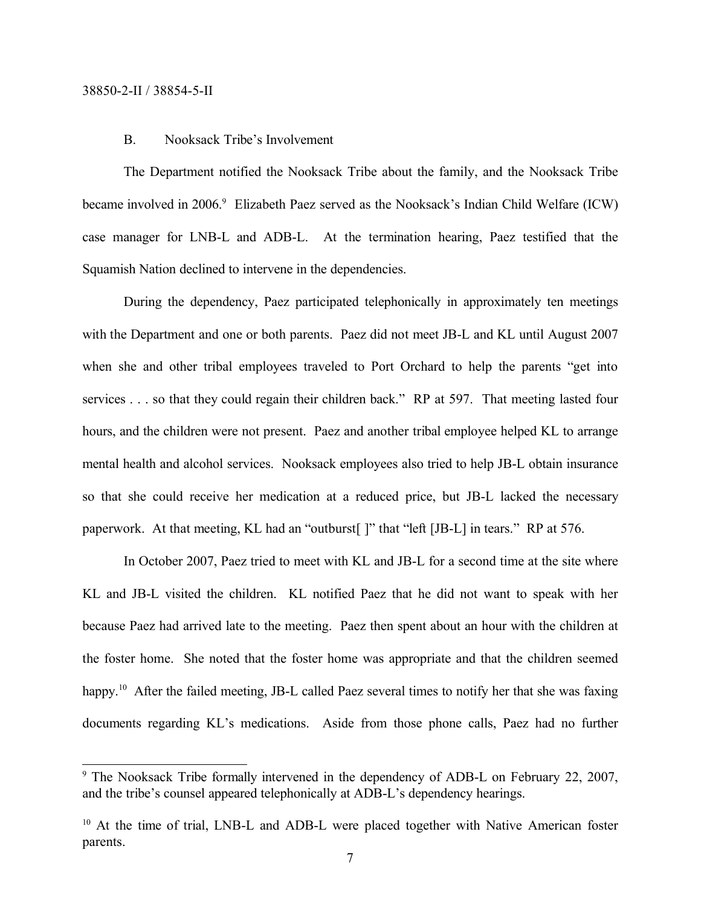B. Nooksack Tribe's Involvement

The Department notified the Nooksack Tribe about the family, and the Nooksack Tribe became involved in 2006.[9] Elizabeth Paez served as the Nooksack's Indian Child Welfare (ICW) case manager for LNB-L and ADB-L. At the termination hearing, Paez testified that the Squamish Nation declined to intervene in the dependencies.

During the dependency, Paez participated telephonically in approximately ten meetings with the Department and one or both parents. Paez did not meet JB-L and KL until August 2007 when she and other tribal employees traveled to Port Orchard to help the parents "get into services . . . so that they could regain their children back." RP at 597. That meeting lasted four hours, and the children were not present. Paez and another tribal employee helped KL to arrange mental health and alcohol services. Nooksack employees also tried to help JB-L obtain insurance so that she could receive her medication at a reduced price, but JB-L lacked the necessary paperwork. At that meeting, KL had an "outburst[ ]" that "left [JB-L] in tears." RP at 576.

In October 2007, Paez tried to meet with KL and JB-L for a second time at the site where KL and JB-L visited the children. KL notified Paez that he did not want to speak with her because Paez had arrived late to the meeting. Paez then spent about an hour with the children at the foster home. She noted that the foster home was appropriate and that the children seemed happy.[10] After the failed meeting, JB-L called Paez several times to notify her that she was faxing documents regarding KL's medications. Aside from those phone calls, Paez had no further

---

[9] The Nooksack Tribe formally intervened in the dependency of ADB-L on February 22, 2007, and the tribe's counsel appeared telephonically at ADB-L's dependency hearings.

[10] At the time of trial, LNB-L and ADB-L were placed together with Native American foster parents.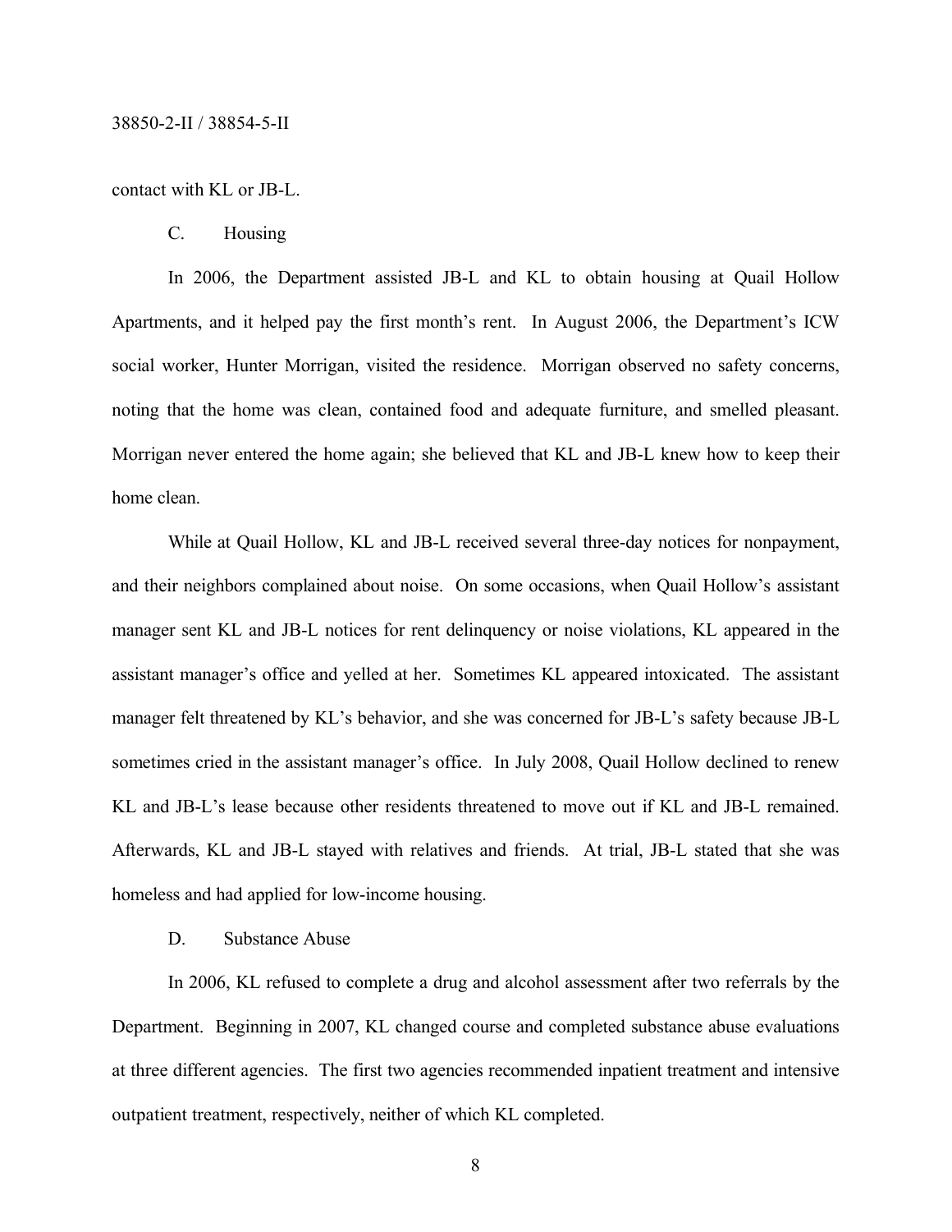contact with KL or JB-L.

C. Housing

In 2006, the Department assisted JB-L and KL to obtain housing at Quail Hollow Apartments, and it helped pay the first month's rent. In August 2006, the Department's ICW social worker, Hunter Morrigan, visited the residence. Morrigan observed no safety concerns, noting that the home was clean, contained food and adequate furniture, and smelled pleasant. Morrigan never entered the home again; she believed that KL and JB-L knew how to keep their home clean.

While at Quail Hollow, KL and JB-L received several three-day notices for nonpayment, and their neighbors complained about noise. On some occasions, when Quail Hollow's assistant manager sent KL and JB-L notices for rent delinquency or noise violations, KL appeared in the assistant manager's office and yelled at her. Sometimes KL appeared intoxicated. The assistant manager felt threatened by KL's behavior, and she was concerned for JB-L's safety because JB-L sometimes cried in the assistant manager's office. In July 2008, Quail Hollow declined to renew KL and JB-L's lease because other residents threatened to move out if KL and JB-L remained. Afterwards, KL and JB-L stayed with relatives and friends. At trial, JB-L stated that she was homeless and had applied for low-income housing.

D. Substance Abuse

In 2006, KL refused to complete a drug and alcohol assessment after two referrals by the Department. Beginning in 2007, KL changed course and completed substance abuse evaluations at three different agencies. The first two agencies recommended inpatient treatment and intensive outpatient treatment, respectively, neither of which KL completed.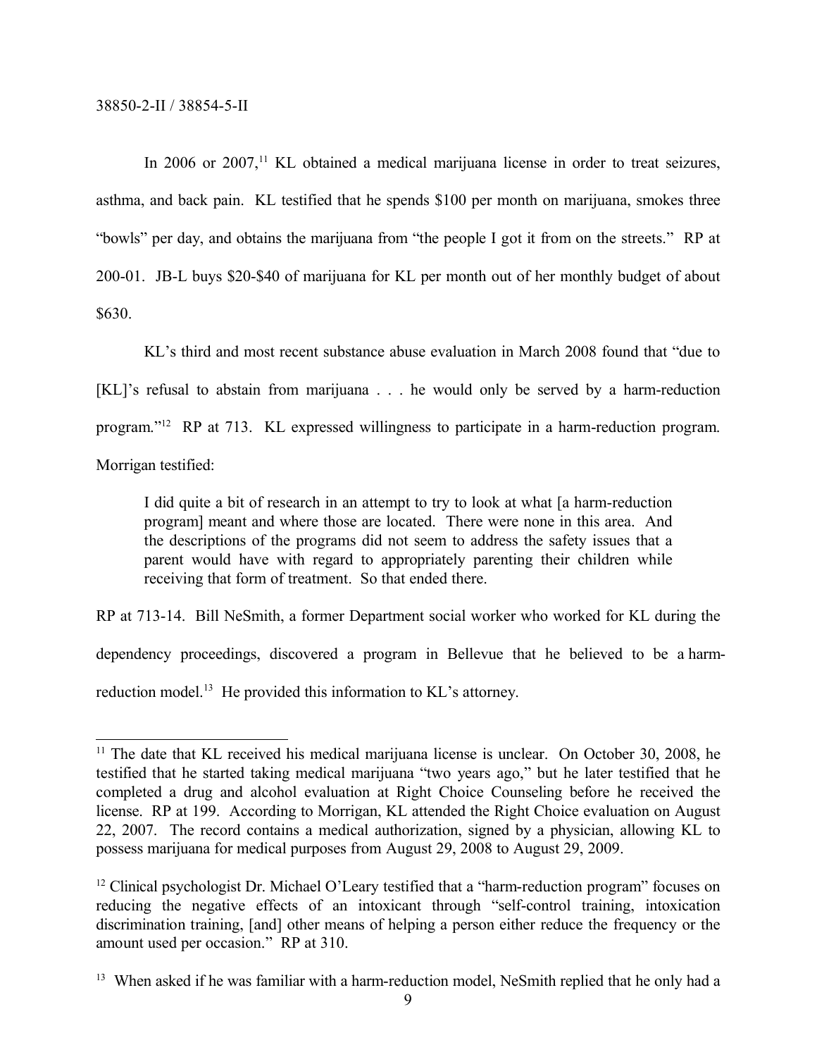In 2006 or 2007,[11] KL obtained a medical marijuana license in order to treat seizures, asthma, and back pain. KL testified that he spends $100 per month on marijuana, smokes three "bowls" per day, and obtains the marijuana from "the people I got it from on the streets." RP at 200-01. JB-L buys $20-$40 of marijuana for KL per month out of her monthly budget of about $630.

KL's third and most recent substance abuse evaluation in March 2008 found that "due to [KL]'s refusal to abstain from marijuana . . . he would only be served by a harm-reduction program."[12] RP at 713. KL expressed willingness to participate in a harm-reduction program. Morrigan testified:

> I did quite a bit of research in an attempt to try to look at what [a harm-reduction program] meant and where those are located. There were none in this area. And the descriptions of the programs did not seem to address the safety issues that a parent would have with regard to appropriately parenting their children while receiving that form of treatment. So that ended there.

RP at 713-14. Bill NeSmith, a former Department social worker who worked for KL during the dependency proceedings, discovered a program in Bellevue that he believed to be a harm-reduction model.[13] He provided this information to KL's attorney.

---

[11] The date that KL received his medical marijuana license is unclear. On October 30, 2008, he testified that he started taking medical marijuana "two years ago," but he later testified that he completed a drug and alcohol evaluation at Right Choice Counseling before he received the license. RP at 199. According to Morrigan, KL attended the Right Choice evaluation on August 22, 2007. The record contains a medical authorization, signed by a physician, allowing KL to possess marijuana for medical purposes from August 29, 2008 to August 29, 2009.

[12] Clinical psychologist Dr. Michael O'Leary testified that a "harm-reduction program" focuses on reducing the negative effects of an intoxicant through "self-control training, intoxication discrimination training, [and] other means of helping a person either reduce the frequency or the amount used per occasion." RP at 310.

[13] When asked if he was familiar with a harm-reduction model, NeSmith replied that he only had a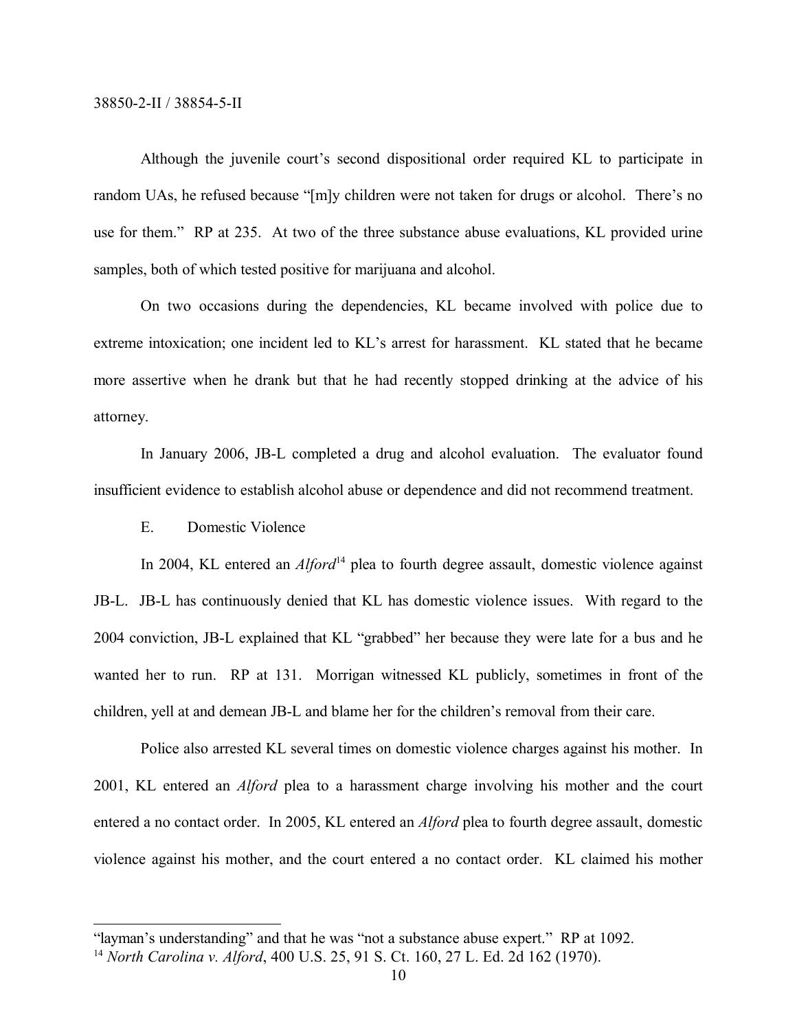Although the juvenile court's second dispositional order required KL to participate in random UAs, he refused because "[m]y children were not taken for drugs or alcohol. There's no use for them." RP at 235. At two of the three substance abuse evaluations, KL provided urine samples, both of which tested positive for marijuana and alcohol.

On two occasions during the dependencies, KL became involved with police due to extreme intoxication; one incident led to KL's arrest for harassment. KL stated that he became more assertive when he drank but that he had recently stopped drinking at the advice of his attorney.

In January 2006, JB-L completed a drug and alcohol evaluation. The evaluator found insufficient evidence to establish alcohol abuse or dependence and did not recommend treatment.

E. Domestic Violence

In 2004, KL entered an *Alford*[14] plea to fourth degree assault, domestic violence against JB-L. JB-L has continuously denied that KL has domestic violence issues. With regard to the 2004 conviction, JB-L explained that KL "grabbed" her because they were late for a bus and he wanted her to run. RP at 131. Morrigan witnessed KL publicly, sometimes in front of the children, yell at and demean JB-L and blame her for the children's removal from their care.

Police also arrested KL several times on domestic violence charges against his mother. In 2001, KL entered an *Alford* plea to a harassment charge involving his mother and the court entered a no contact order. In 2005, KL entered an *Alford* plea to fourth degree assault, domestic violence against his mother, and the court entered a no contact order. KL claimed his mother

---

"layman's understanding" and that he was "not a substance abuse expert." RP at 1092.

[14] *North Carolina v. Alford*, 400 U.S. 25, 91 S. Ct. 160, 27 L. Ed. 2d 162 (1970).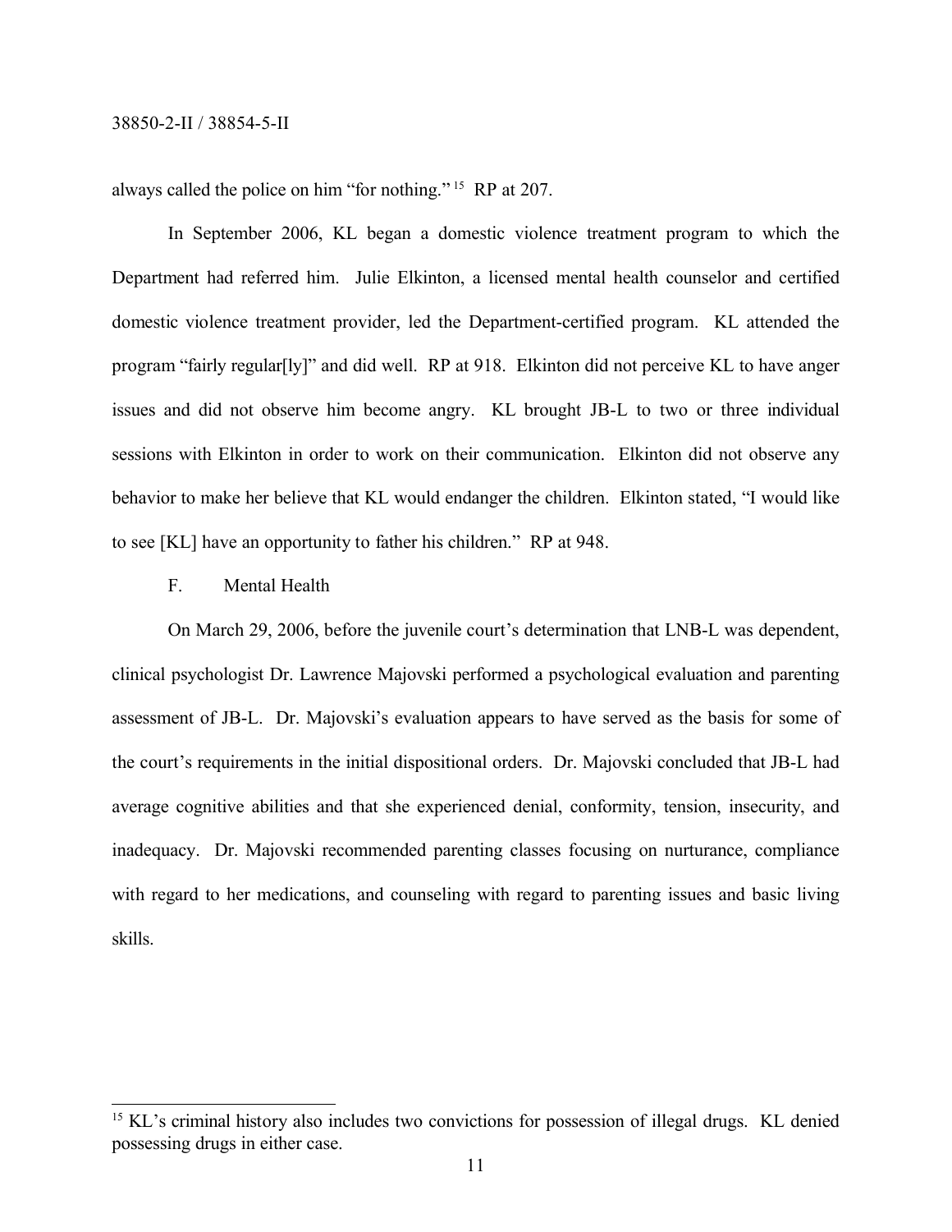always called the police on him "for nothing."[15] RP at 207.

In September 2006, KL began a domestic violence treatment program to which the Department had referred him. Julie Elkinton, a licensed mental health counselor and certified domestic violence treatment provider, led the Department-certified program. KL attended the program "fairly regular[ly]" and did well. RP at 918. Elkinton did not perceive KL to have anger issues and did not observe him become angry. KL brought JB-L to two or three individual sessions with Elkinton in order to work on their communication. Elkinton did not observe any behavior to make her believe that KL would endanger the children. Elkinton stated, "I would like to see [KL] have an opportunity to father his children." RP at 948.

F. Mental Health

On March 29, 2006, before the juvenile court's determination that LNB-L was dependent, clinical psychologist Dr. Lawrence Majovski performed a psychological evaluation and parenting assessment of JB-L. Dr. Majovski's evaluation appears to have served as the basis for some of the court's requirements in the initial dispositional orders. Dr. Majovski concluded that JB-L had average cognitive abilities and that she experienced denial, conformity, tension, insecurity, and inadequacy. Dr. Majovski recommended parenting classes focusing on nurturance, compliance with regard to her medications, and counseling with regard to parenting issues and basic living skills.

---

[15] KL's criminal history also includes two convictions for possession of illegal drugs. KL denied possessing drugs in either case.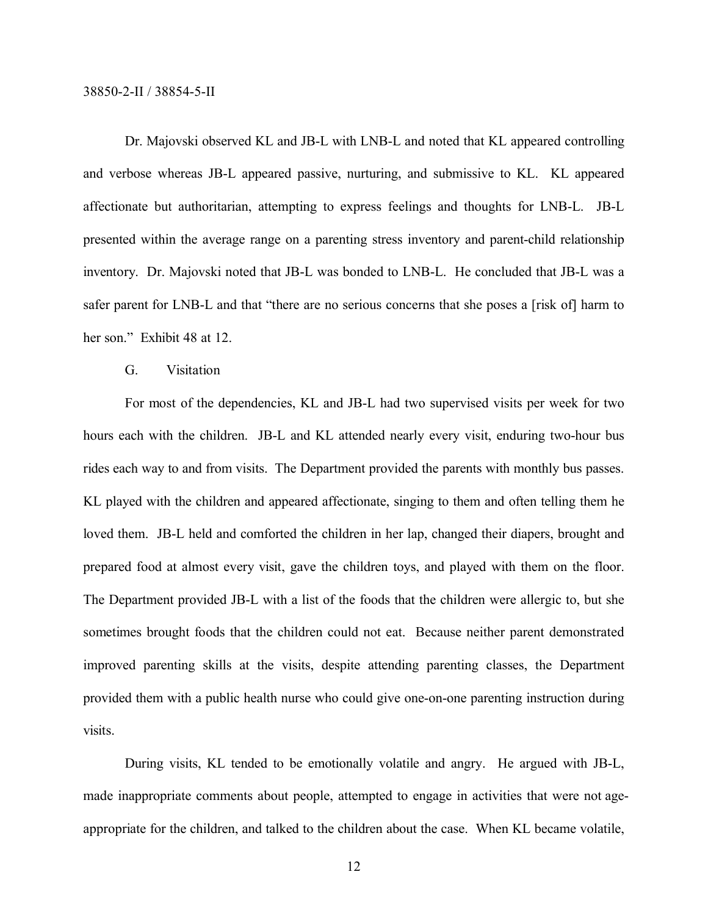Dr. Majovski observed KL and JB-L with LNB-L and noted that KL appeared controlling and verbose whereas JB-L appeared passive, nurturing, and submissive to KL. KL appeared affectionate but authoritarian, attempting to express feelings and thoughts for LNB-L. JB-L presented within the average range on a parenting stress inventory and parent-child relationship inventory. Dr. Majovski noted that JB-L was bonded to LNB-L. He concluded that JB-L was a safer parent for LNB-L and that "there are no serious concerns that she poses a [risk of] harm to her son." Exhibit 48 at 12.

G. Visitation

For most of the dependencies, KL and JB-L had two supervised visits per week for two hours each with the children. JB-L and KL attended nearly every visit, enduring two-hour bus rides each way to and from visits. The Department provided the parents with monthly bus passes. KL played with the children and appeared affectionate, singing to them and often telling them he loved them. JB-L held and comforted the children in her lap, changed their diapers, brought and prepared food at almost every visit, gave the children toys, and played with them on the floor. The Department provided JB-L with a list of the foods that the children were allergic to, but she sometimes brought foods that the children could not eat. Because neither parent demonstrated improved parenting skills at the visits, despite attending parenting classes, the Department provided them with a public health nurse who could give one-on-one parenting instruction during visits.

During visits, KL tended to be emotionally volatile and angry. He argued with JB-L, made inappropriate comments about people, attempted to engage in activities that were not age-appropriate for the children, and talked to the children about the case. When KL became volatile,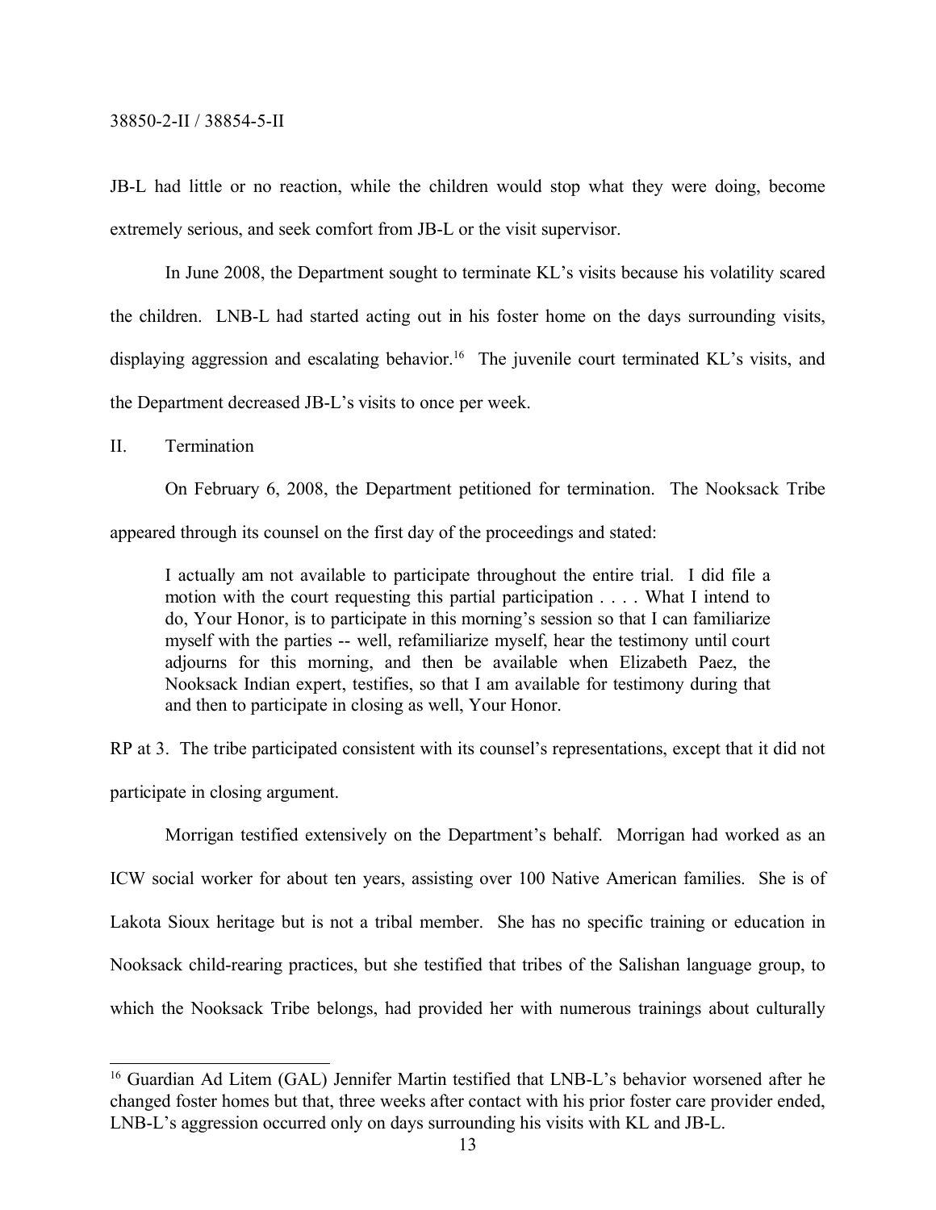JB-L had little or no reaction, while the children would stop what they were doing, become extremely serious, and seek comfort from JB-L or the visit supervisor.

In June 2008, the Department sought to terminate KL's visits because his volatility scared the children. LNB-L had started acting out in his foster home on the days surrounding visits, displaying aggression and escalating behavior.[16] The juvenile court terminated KL's visits, and the Department decreased JB-L's visits to once per week.

## II. Termination

On February 6, 2008, the Department petitioned for termination. The Nooksack Tribe appeared through its counsel on the first day of the proceedings and stated:

> I actually am not available to participate throughout the entire trial. I did file a motion with the court requesting this partial participation . . . . What I intend to do, Your Honor, is to participate in this morning's session so that I can familiarize myself with the parties -- well, refamiliarize myself, hear the testimony until court adjourns for this morning, and then be available when Elizabeth Paez, the Nooksack Indian expert, testifies, so that I am available for testimony during that and then to participate in closing as well, Your Honor.

RP at 3. The tribe participated consistent with its counsel's representations, except that it did not participate in closing argument.

Morrigan testified extensively on the Department's behalf. Morrigan had worked as an ICW social worker for about ten years, assisting over 100 Native American families. She is of Lakota Sioux heritage but is not a tribal member. She has no specific training or education in Nooksack child-rearing practices, but she testified that tribes of the Salishan language group, to which the Nooksack Tribe belongs, had provided her with numerous trainings about culturally

---

[16] Guardian Ad Litem (GAL) Jennifer Martin testified that LNB-L's behavior worsened after he changed foster homes but that, three weeks after contact with his prior foster care provider ended, LNB-L's aggression occurred only on days surrounding his visits with KL and JB-L.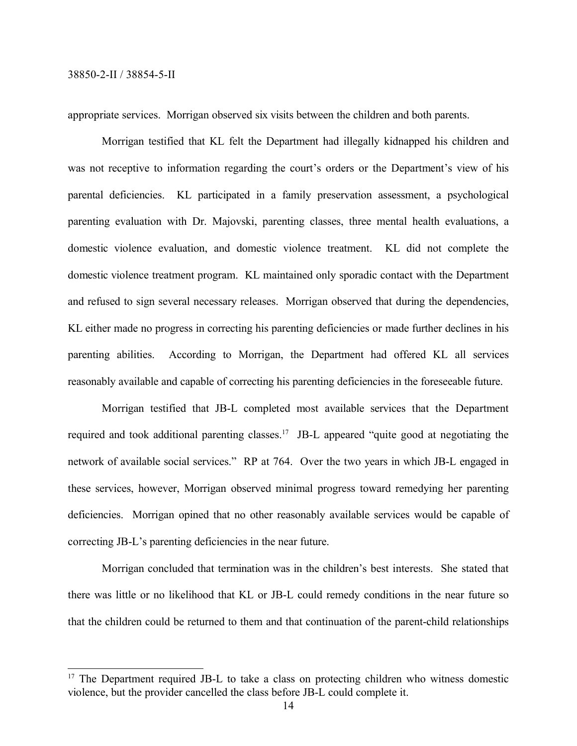appropriate services. Morrigan observed six visits between the children and both parents.

Morrigan testified that KL felt the Department had illegally kidnapped his children and was not receptive to information regarding the court's orders or the Department's view of his parental deficiencies. KL participated in a family preservation assessment, a psychological parenting evaluation with Dr. Majovski, parenting classes, three mental health evaluations, a domestic violence evaluation, and domestic violence treatment. KL did not complete the domestic violence treatment program. KL maintained only sporadic contact with the Department and refused to sign several necessary releases. Morrigan observed that during the dependencies, KL either made no progress in correcting his parenting deficiencies or made further declines in his parenting abilities. According to Morrigan, the Department had offered KL all services reasonably available and capable of correcting his parenting deficiencies in the foreseeable future.

Morrigan testified that JB-L completed most available services that the Department required and took additional parenting classes.[17] JB-L appeared "quite good at negotiating the network of available social services." RP at 764. Over the two years in which JB-L engaged in these services, however, Morrigan observed minimal progress toward remedying her parenting deficiencies. Morrigan opined that no other reasonably available services would be capable of correcting JB-L's parenting deficiencies in the near future.

Morrigan concluded that termination was in the children's best interests. She stated that there was little or no likelihood that KL or JB-L could remedy conditions in the near future so that the children could be returned to them and that continuation of the parent-child relationships

---

[17] The Department required JB-L to take a class on protecting children who witness domestic violence, but the provider cancelled the class before JB-L could complete it.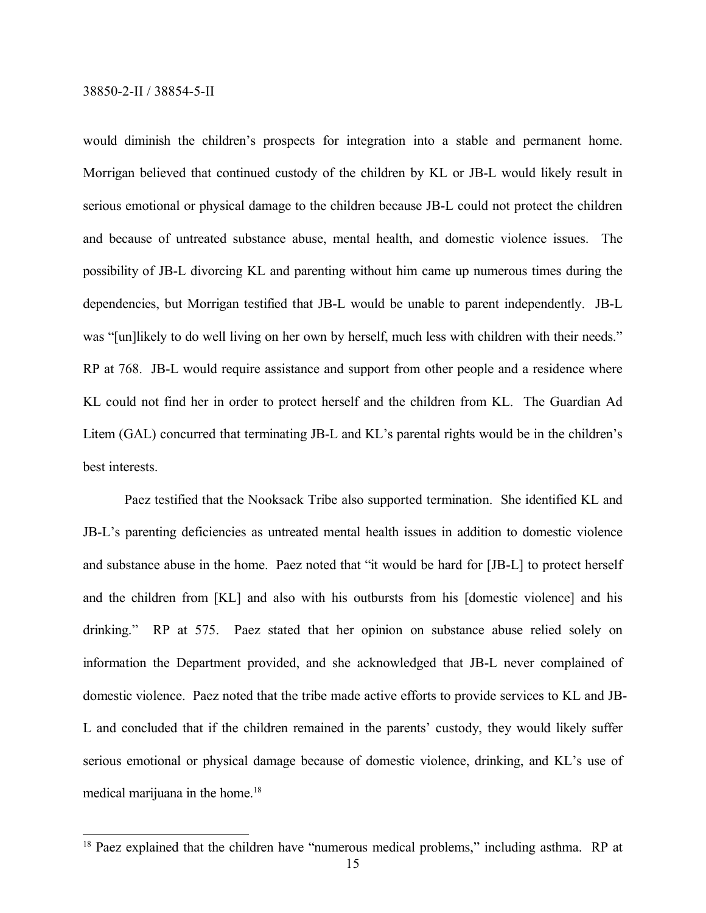would diminish the children's prospects for integration into a stable and permanent home. Morrigan believed that continued custody of the children by KL or JB-L would likely result in serious emotional or physical damage to the children because JB-L could not protect the children and because of untreated substance abuse, mental health, and domestic violence issues. The possibility of JB-L divorcing KL and parenting without him came up numerous times during the dependencies, but Morrigan testified that JB-L would be unable to parent independently. JB-L was "[un]likely to do well living on her own by herself, much less with children with their needs." RP at 768. JB-L would require assistance and support from other people and a residence where KL could not find her in order to protect herself and the children from KL. The Guardian Ad Litem (GAL) concurred that terminating JB-L and KL's parental rights would be in the children's best interests.

Paez testified that the Nooksack Tribe also supported termination. She identified KL and JB-L's parenting deficiencies as untreated mental health issues in addition to domestic violence and substance abuse in the home. Paez noted that "it would be hard for [JB-L] to protect herself and the children from [KL] and also with his outbursts from his [domestic violence] and his drinking." RP at 575. Paez stated that her opinion on substance abuse relied solely on information the Department provided, and she acknowledged that JB-L never complained of domestic violence. Paez noted that the tribe made active efforts to provide services to KL and JB-L and concluded that if the children remained in the parents' custody, they would likely suffer serious emotional or physical damage because of domestic violence, drinking, and KL's use of medical marijuana in the home.[18]

---

[18] Paez explained that the children have "numerous medical problems," including asthma. RP at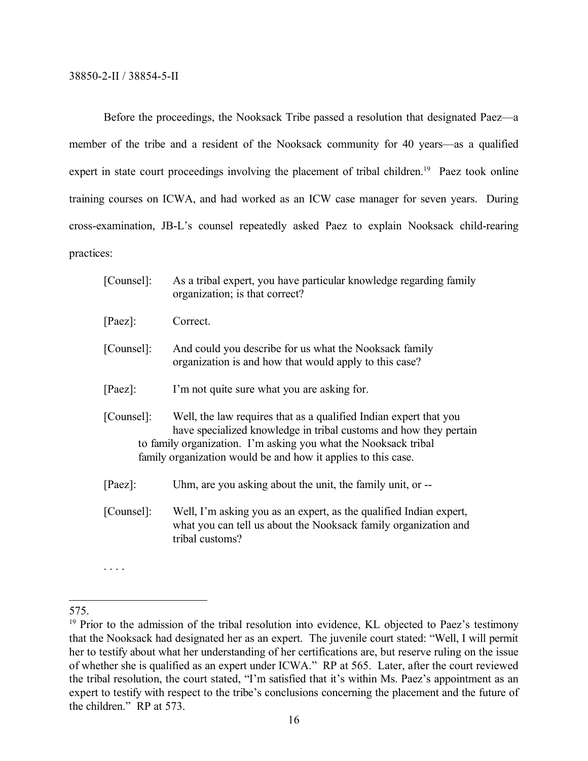Before the proceedings, the Nooksack Tribe passed a resolution that designated Paez—a member of the tribe and a resident of the Nooksack community for 40 years—as a qualified expert in state court proceedings involving the placement of tribal children.[19] Paez took online training courses on ICWA, and had worked as an ICW case manager for seven years. During cross-examination, JB-L's counsel repeatedly asked Paez to explain Nooksack child-rearing practices:

> [Counsel]: As a tribal expert, you have particular knowledge regarding family organization; is that correct?
>
> [Paez]: Correct.
>
> [Counsel]: And could you describe for us what the Nooksack family organization is and how that would apply to this case?
>
> [Paez]: I'm not quite sure what you are asking for.
>
> [Counsel]: Well, the law requires that as a qualified Indian expert that you have specialized knowledge in tribal customs and how they pertain to family organization. I'm asking you what the Nooksack tribal family organization would be and how it applies to this case.
>
> [Paez]: Uhm, are you asking about the unit, the family unit, or --
>
> [Counsel]: Well, I'm asking you as an expert, as the qualified Indian expert, what you can tell us about the Nooksack family organization and tribal customs?
>
> . . . .

---

575.

[19] Prior to the admission of the tribal resolution into evidence, KL objected to Paez's testimony that the Nooksack had designated her as an expert. The juvenile court stated: "Well, I will permit her to testify about what her understanding of her certifications are, but reserve ruling on the issue of whether she is qualified as an expert under ICWA." RP at 565. Later, after the court reviewed the tribal resolution, the court stated, "I'm satisfied that it's within Ms. Paez's appointment as an expert to testify with respect to the tribe's conclusions concerning the placement and the future of the children." RP at 573.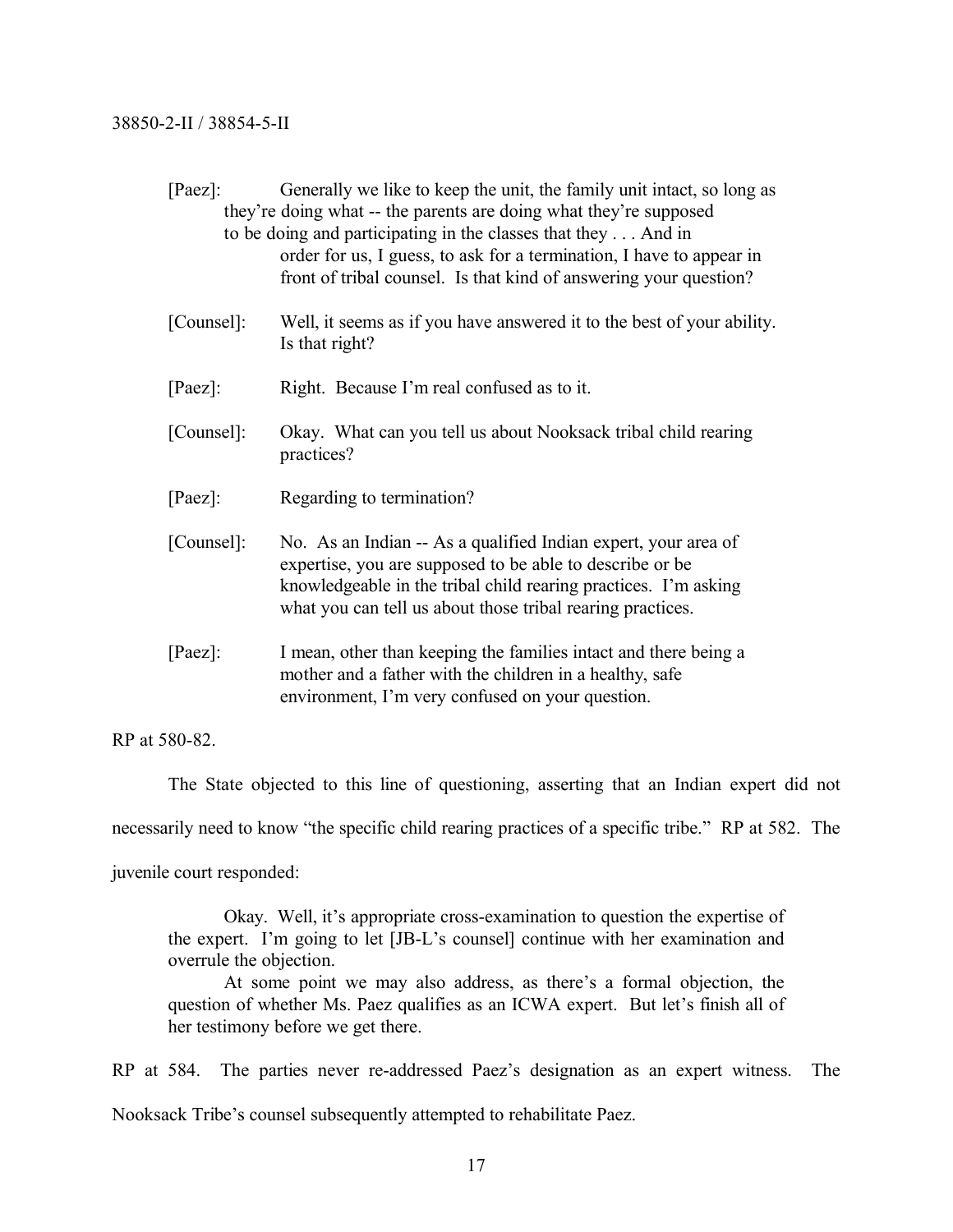[Paez]: Generally we like to keep the unit, the family unit intact, so long as they're doing what -- the parents are doing what they're supposed to be doing and participating in the classes that they . . . And in order for us, I guess, to ask for a termination, I have to appear in front of tribal counsel. Is that kind of answering your question?

[Counsel]: Well, it seems as if you have answered it to the best of your ability. Is that right?

[Paez]: Right. Because I'm real confused as to it.

[Counsel]: Okay. What can you tell us about Nooksack tribal child rearing practices?

[Paez]: Regarding to termination?

[Counsel]: No. As an Indian -- As a qualified Indian expert, your area of expertise, you are supposed to be able to describe or be knowledgeable in the tribal child rearing practices. I'm asking what you can tell us about those tribal rearing practices.

[Paez]: I mean, other than keeping the families intact and there being a mother and a father with the children in a healthy, safe environment, I'm very confused on your question.

RP at 580-82.

The State objected to this line of questioning, asserting that an Indian expert did not necessarily need to know "the specific child rearing practices of a specific tribe." RP at 582. The juvenile court responded:

> Okay. Well, it's appropriate cross-examination to question the expertise of the expert. I'm going to let [JB-L's counsel] continue with her examination and overrule the objection.
>
> At some point we may also address, as there's a formal objection, the question of whether Ms. Paez qualifies as an ICWA expert. But let's finish all of her testimony before we get there.

RP at 584. The parties never re-addressed Paez's designation as an expert witness. The Nooksack Tribe's counsel subsequently attempted to rehabilitate Paez.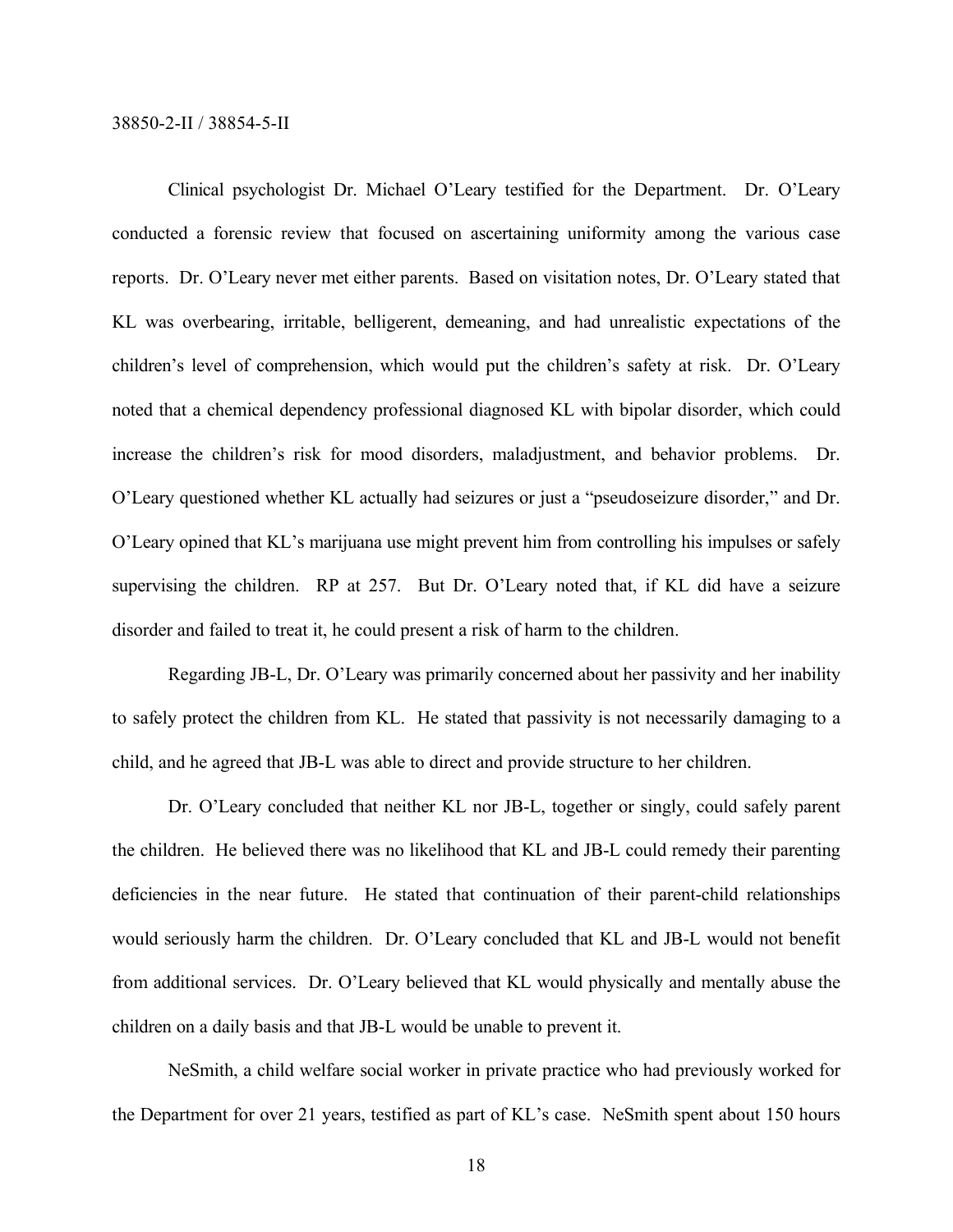Clinical psychologist Dr. Michael O'Leary testified for the Department. Dr. O'Leary conducted a forensic review that focused on ascertaining uniformity among the various case reports. Dr. O'Leary never met either parents. Based on visitation notes, Dr. O'Leary stated that KL was overbearing, irritable, belligerent, demeaning, and had unrealistic expectations of the children's level of comprehension, which would put the children's safety at risk. Dr. O'Leary noted that a chemical dependency professional diagnosed KL with bipolar disorder, which could increase the children's risk for mood disorders, maladjustment, and behavior problems. Dr. O'Leary questioned whether KL actually had seizures or just a "pseudoseizure disorder," and Dr. O'Leary opined that KL's marijuana use might prevent him from controlling his impulses or safely supervising the children. RP at 257. But Dr. O'Leary noted that, if KL did have a seizure disorder and failed to treat it, he could present a risk of harm to the children.

Regarding JB-L, Dr. O'Leary was primarily concerned about her passivity and her inability to safely protect the children from KL. He stated that passivity is not necessarily damaging to a child, and he agreed that JB-L was able to direct and provide structure to her children.

Dr. O'Leary concluded that neither KL nor JB-L, together or singly, could safely parent the children. He believed there was no likelihood that KL and JB-L could remedy their parenting deficiencies in the near future. He stated that continuation of their parent-child relationships would seriously harm the children. Dr. O'Leary concluded that KL and JB-L would not benefit from additional services. Dr. O'Leary believed that KL would physically and mentally abuse the children on a daily basis and that JB-L would be unable to prevent it.

NeSmith, a child welfare social worker in private practice who had previously worked for the Department for over 21 years, testified as part of KL's case. NeSmith spent about 150 hours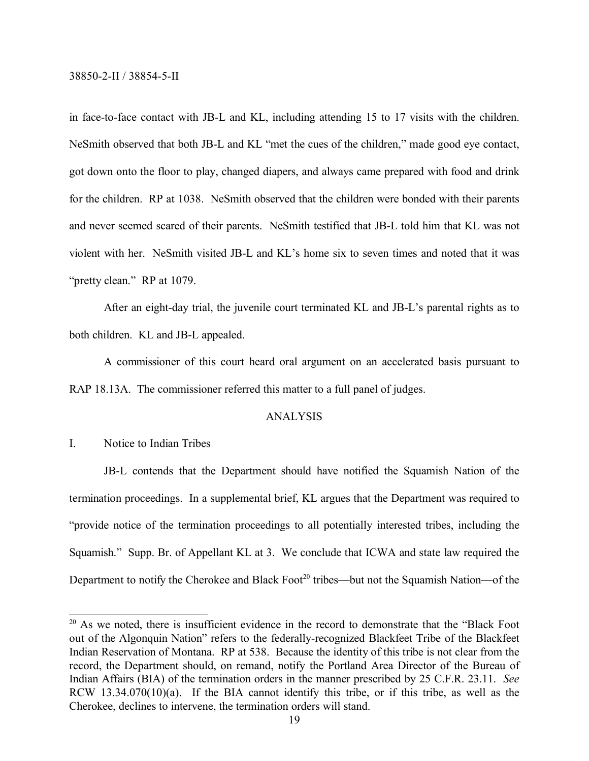in face-to-face contact with JB-L and KL, including attending 15 to 17 visits with the children. NeSmith observed that both JB-L and KL "met the cues of the children," made good eye contact, got down onto the floor to play, changed diapers, and always came prepared with food and drink for the children. RP at 1038. NeSmith observed that the children were bonded with their parents and never seemed scared of their parents. NeSmith testified that JB-L told him that KL was not violent with her. NeSmith visited JB-L and KL's home six to seven times and noted that it was "pretty clean." RP at 1079.

After an eight-day trial, the juvenile court terminated KL and JB-L's parental rights as to both children. KL and JB-L appealed.

A commissioner of this court heard oral argument on an accelerated basis pursuant to RAP 18.13A. The commissioner referred this matter to a full panel of judges.

## ANALYSIS

### I. Notice to Indian Tribes

JB-L contends that the Department should have notified the Squamish Nation of the termination proceedings. In a supplemental brief, KL argues that the Department was required to "provide notice of the termination proceedings to all potentially interested tribes, including the Squamish." Supp. Br. of Appellant KL at 3. We conclude that ICWA and state law required the Department to notify the Cherokee and Black Foot[20] tribes—but not the Squamish Nation—of the

---

[20] As we noted, there is insufficient evidence in the record to demonstrate that the "Black Foot out of the Algonquin Nation" refers to the federally-recognized Blackfeet Tribe of the Blackfeet Indian Reservation of Montana. RP at 538. Because the identity of this tribe is not clear from the record, the Department should, on remand, notify the Portland Area Director of the Bureau of Indian Affairs (BIA) of the termination orders in the manner prescribed by 25 C.F.R. 23.11. *See* RCW 13.34.070(10)(a). If the BIA cannot identify this tribe, or if this tribe, as well as the Cherokee, declines to intervene, the termination orders will stand.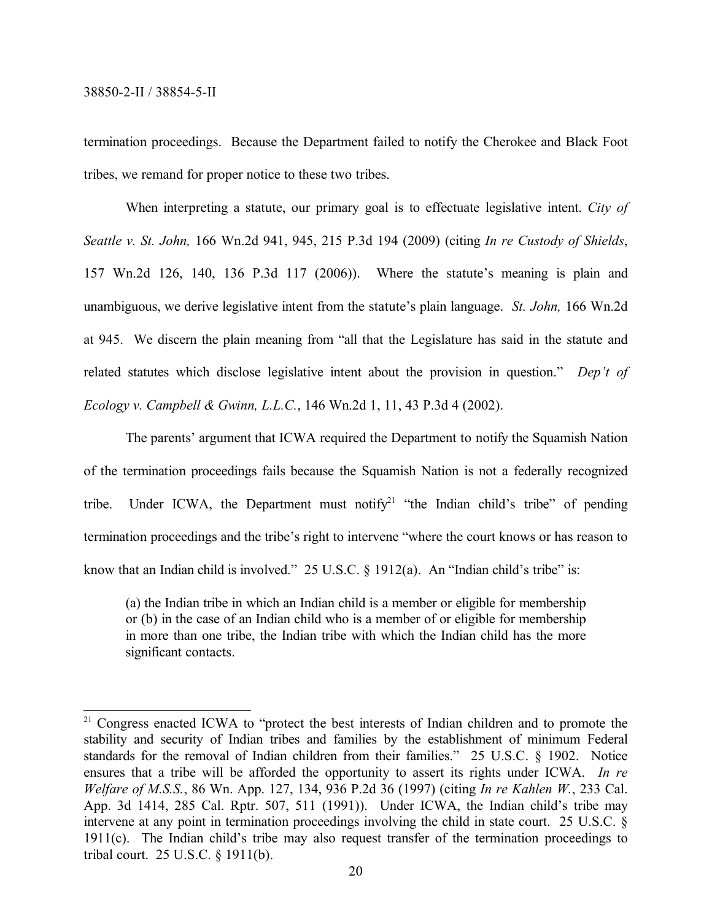termination proceedings. Because the Department failed to notify the Cherokee and Black Foot tribes, we remand for proper notice to these two tribes.

When interpreting a statute, our primary goal is to effectuate legislative intent. *City of Seattle v. St. John,* 166 Wn.2d 941, 945, 215 P.3d 194 (2009) (citing *In re Custody of Shields*, 157 Wn.2d 126, 140, 136 P.3d 117 (2006)). Where the statute's meaning is plain and unambiguous, we derive legislative intent from the statute's plain language. *St. John,* 166 Wn.2d at 945. We discern the plain meaning from "all that the Legislature has said in the statute and related statutes which disclose legislative intent about the provision in question." *Dep't of Ecology v. Campbell & Gwinn, L.L.C.*, 146 Wn.2d 1, 11, 43 P.3d 4 (2002).

The parents' argument that ICWA required the Department to notify the Squamish Nation of the termination proceedings fails because the Squamish Nation is not a federally recognized tribe. Under ICWA, the Department must notify[21] "the Indian child's tribe" of pending termination proceedings and the tribe's right to intervene "where the court knows or has reason to know that an Indian child is involved." 25 U.S.C. § 1912(a). An "Indian child's tribe" is:

> (a) the Indian tribe in which an Indian child is a member or eligible for membership or (b) in the case of an Indian child who is a member of or eligible for membership in more than one tribe, the Indian tribe with which the Indian child has the more significant contacts.

---

[21] Congress enacted ICWA to "protect the best interests of Indian children and to promote the stability and security of Indian tribes and families by the establishment of minimum Federal standards for the removal of Indian children from their families." 25 U.S.C. § 1902. Notice ensures that a tribe will be afforded the opportunity to assert its rights under ICWA. *In re Welfare of M.S.S.*, 86 Wn. App. 127, 134, 936 P.2d 36 (1997) (citing *In re Kahlen W.*, 233 Cal. App. 3d 1414, 285 Cal. Rptr. 507, 511 (1991)). Under ICWA, the Indian child's tribe may intervene at any point in termination proceedings involving the child in state court. 25 U.S.C. § 1911(c). The Indian child's tribe may also request transfer of the termination proceedings to tribal court. 25 U.S.C. § 1911(b).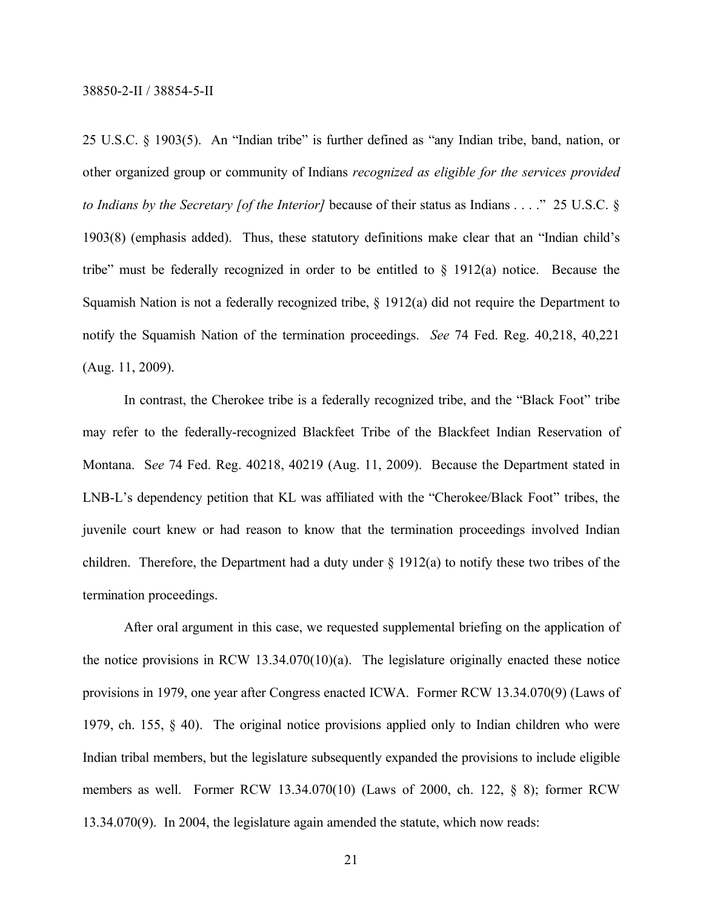25 U.S.C. § 1903(5). An "Indian tribe" is further defined as "any Indian tribe, band, nation, or other organized group or community of Indians *recognized as eligible for the services provided to Indians by the Secretary [of the Interior]* because of their status as Indians . . . ." 25 U.S.C. § 1903(8) (emphasis added). Thus, these statutory definitions make clear that an "Indian child's tribe" must be federally recognized in order to be entitled to § 1912(a) notice. Because the Squamish Nation is not a federally recognized tribe, § 1912(a) did not require the Department to notify the Squamish Nation of the termination proceedings. *See* 74 Fed. Reg. 40,218, 40,221 (Aug. 11, 2009).

In contrast, the Cherokee tribe is a federally recognized tribe, and the "Black Foot" tribe may refer to the federally-recognized Blackfeet Tribe of the Blackfeet Indian Reservation of Montana. S*ee* 74 Fed. Reg. 40218, 40219 (Aug. 11, 2009). Because the Department stated in LNB-L's dependency petition that KL was affiliated with the "Cherokee/Black Foot" tribes, the juvenile court knew or had reason to know that the termination proceedings involved Indian children. Therefore, the Department had a duty under § 1912(a) to notify these two tribes of the termination proceedings.

After oral argument in this case, we requested supplemental briefing on the application of the notice provisions in RCW 13.34.070(10)(a). The legislature originally enacted these notice provisions in 1979, one year after Congress enacted ICWA. Former RCW 13.34.070(9) (Laws of 1979, ch. 155, § 40). The original notice provisions applied only to Indian children who were Indian tribal members, but the legislature subsequently expanded the provisions to include eligible members as well. Former RCW 13.34.070(10) (Laws of 2000, ch. 122, § 8); former RCW 13.34.070(9). In 2004, the legislature again amended the statute, which now reads: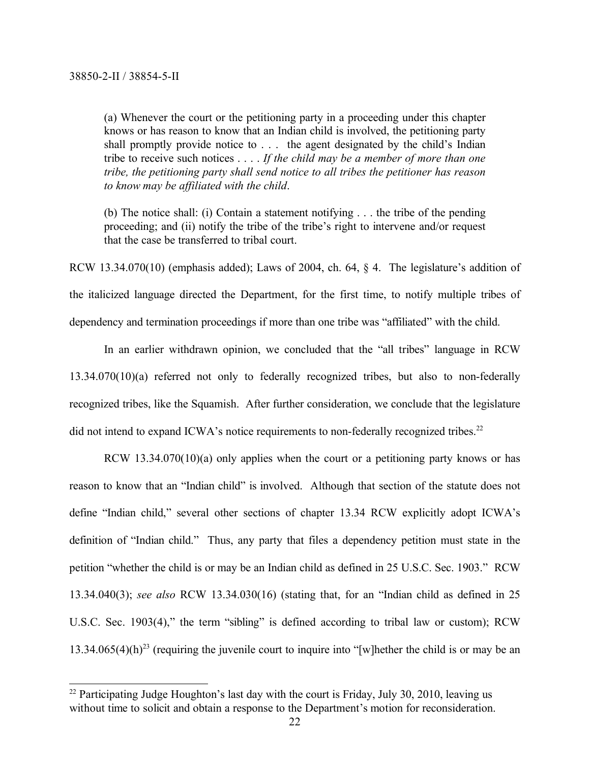> (a) Whenever the court or the petitioning party in a proceeding under this chapter knows or has reason to know that an Indian child is involved, the petitioning party shall promptly provide notice to . . . the agent designated by the child's Indian tribe to receive such notices . . . . *If the child may be a member of more than one tribe, the petitioning party shall send notice to all tribes the petitioner has reason to know may be affiliated with the child*.
>
> (b) The notice shall: (i) Contain a statement notifying . . . the tribe of the pending proceeding; and (ii) notify the tribe of the tribe's right to intervene and/or request that the case be transferred to tribal court.

RCW 13.34.070(10) (emphasis added); Laws of 2004, ch. 64, § 4. The legislature's addition of the italicized language directed the Department, for the first time, to notify multiple tribes of dependency and termination proceedings if more than one tribe was "affiliated" with the child.

In an earlier withdrawn opinion, we concluded that the "all tribes" language in RCW 13.34.070(10)(a) referred not only to federally recognized tribes, but also to non-federally recognized tribes, like the Squamish. After further consideration, we conclude that the legislature did not intend to expand ICWA's notice requirements to non-federally recognized tribes.[22]

RCW 13.34.070(10)(a) only applies when the court or a petitioning party knows or has reason to know that an "Indian child" is involved. Although that section of the statute does not define "Indian child," several other sections of chapter 13.34 RCW explicitly adopt ICWA's definition of "Indian child." Thus, any party that files a dependency petition must state in the petition "whether the child is or may be an Indian child as defined in 25 U.S.C. Sec. 1903." RCW 13.34.040(3); *see also* RCW 13.34.030(16) (stating that, for an "Indian child as defined in 25 U.S.C. Sec. 1903(4)," the term "sibling" is defined according to tribal law or custom); RCW 13.34.065(4)(h)[23] (requiring the juvenile court to inquire into "[w]hether the child is or may be an

---

[22] Participating Judge Houghton's last day with the court is Friday, July 30, 2010, leaving us without time to solicit and obtain a response to the Department's motion for reconsideration.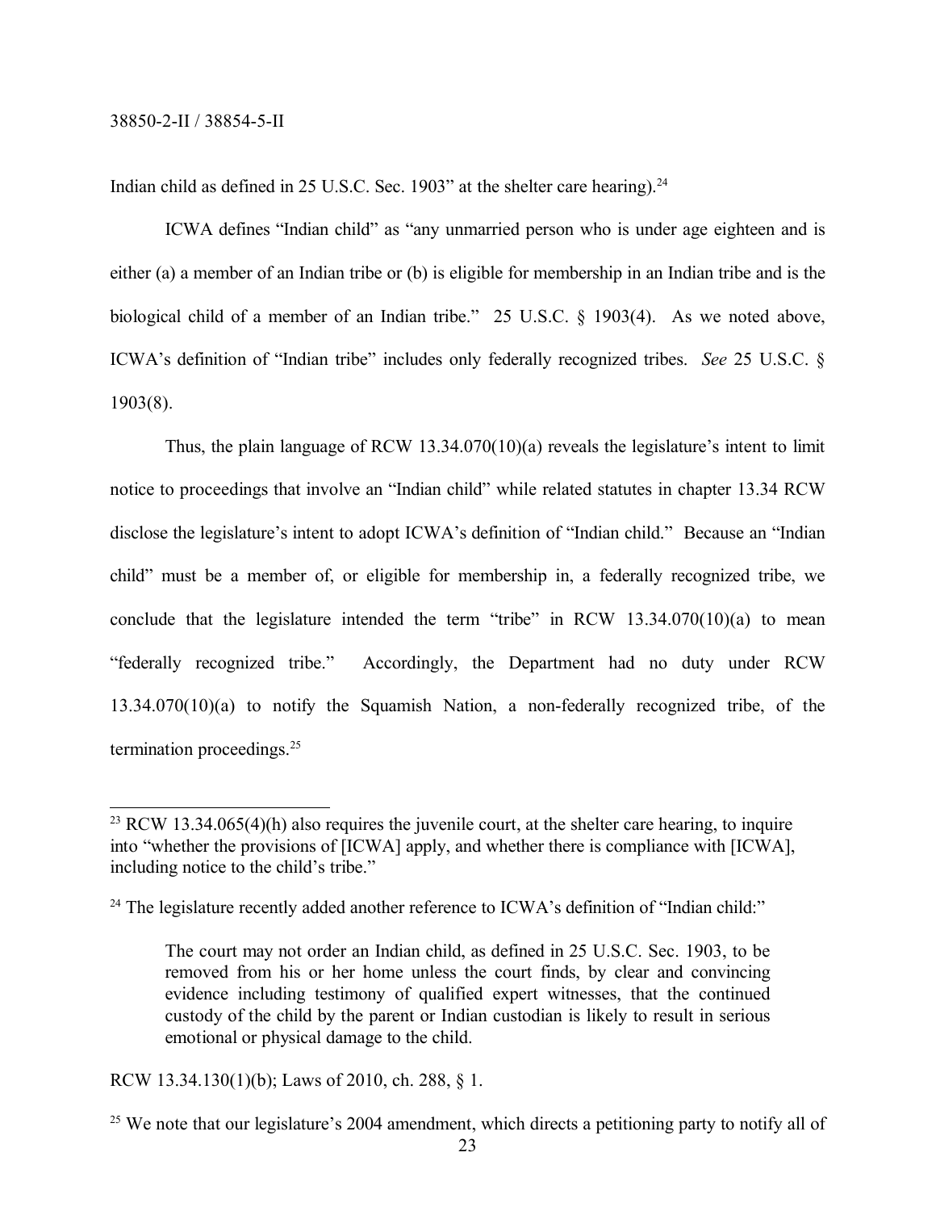Indian child as defined in 25 U.S.C. Sec. 1903" at the shelter care hearing).[24]

ICWA defines "Indian child" as "any unmarried person who is under age eighteen and is either (a) a member of an Indian tribe or (b) is eligible for membership in an Indian tribe and is the biological child of a member of an Indian tribe." 25 U.S.C. § 1903(4). As we noted above, ICWA's definition of "Indian tribe" includes only federally recognized tribes. *See* 25 U.S.C. § 1903(8).

Thus, the plain language of RCW 13.34.070(10)(a) reveals the legislature's intent to limit notice to proceedings that involve an "Indian child" while related statutes in chapter 13.34 RCW disclose the legislature's intent to adopt ICWA's definition of "Indian child." Because an "Indian child" must be a member of, or eligible for membership in, a federally recognized tribe, we conclude that the legislature intended the term "tribe" in RCW 13.34.070(10)(a) to mean "federally recognized tribe." Accordingly, the Department had no duty under RCW 13.34.070(10)(a) to notify the Squamish Nation, a non-federally recognized tribe, of the termination proceedings.[25]

---

[23] RCW 13.34.065(4)(h) also requires the juvenile court, at the shelter care hearing, to inquire into "whether the provisions of [ICWA] apply, and whether there is compliance with [ICWA], including notice to the child's tribe."

[24] The legislature recently added another reference to ICWA's definition of "Indian child:"

> The court may not order an Indian child, as defined in 25 U.S.C. Sec. 1903, to be removed from his or her home unless the court finds, by clear and convincing evidence including testimony of qualified expert witnesses, that the continued custody of the child by the parent or Indian custodian is likely to result in serious emotional or physical damage to the child.

RCW 13.34.130(1)(b); Laws of 2010, ch. 288, § 1.

[25] We note that our legislature's 2004 amendment, which directs a petitioning party to notify all of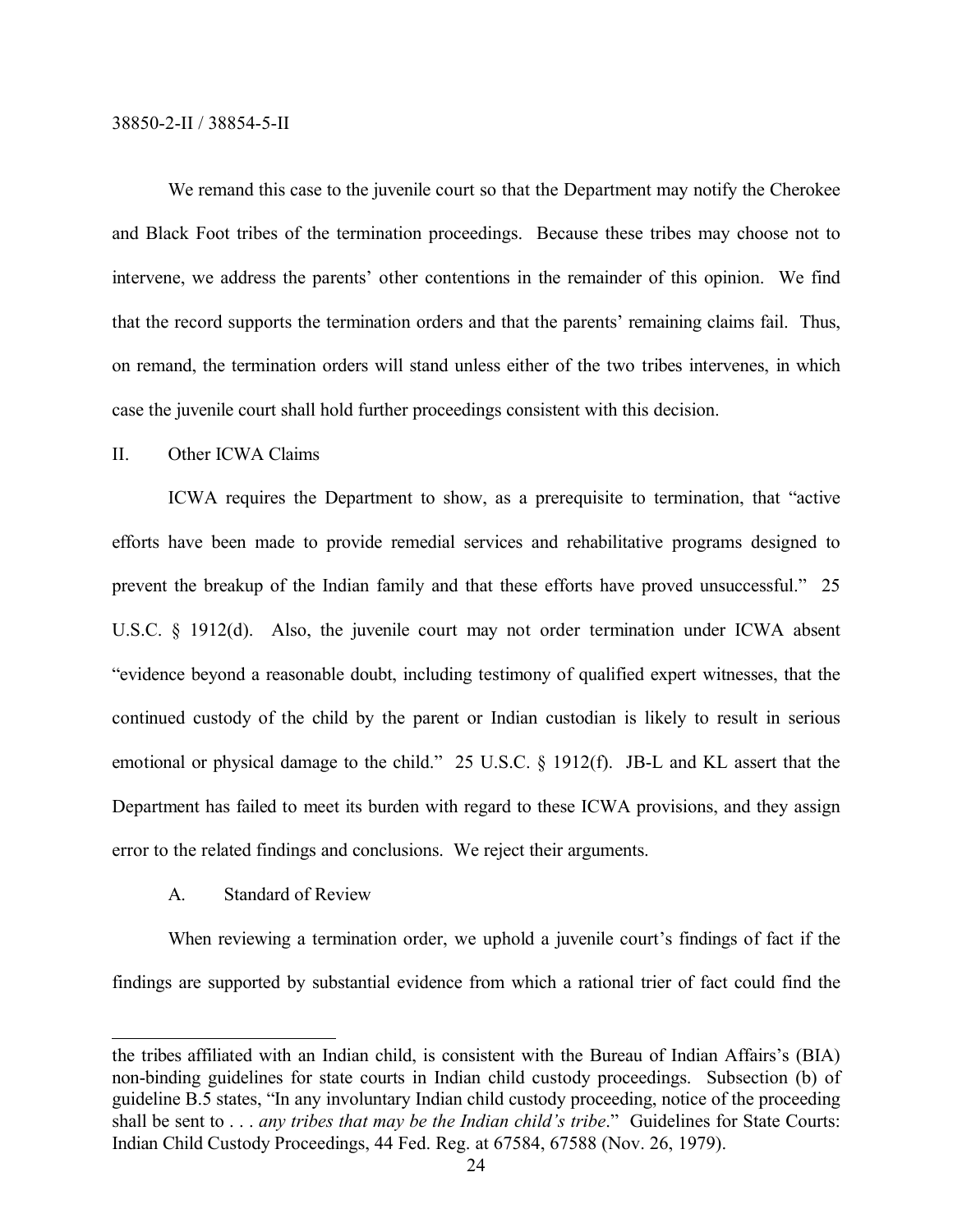We remand this case to the juvenile court so that the Department may notify the Cherokee and Black Foot tribes of the termination proceedings. Because these tribes may choose not to intervene, we address the parents' other contentions in the remainder of this opinion. We find that the record supports the termination orders and that the parents' remaining claims fail. Thus, on remand, the termination orders will stand unless either of the two tribes intervenes, in which case the juvenile court shall hold further proceedings consistent with this decision.

## II. Other ICWA Claims

ICWA requires the Department to show, as a prerequisite to termination, that "active efforts have been made to provide remedial services and rehabilitative programs designed to prevent the breakup of the Indian family and that these efforts have proved unsuccessful." 25 U.S.C. § 1912(d). Also, the juvenile court may not order termination under ICWA absent "evidence beyond a reasonable doubt, including testimony of qualified expert witnesses, that the continued custody of the child by the parent or Indian custodian is likely to result in serious emotional or physical damage to the child." 25 U.S.C. § 1912(f). JB-L and KL assert that the Department has failed to meet its burden with regard to these ICWA provisions, and they assign error to the related findings and conclusions. We reject their arguments.

### A. Standard of Review

When reviewing a termination order, we uphold a juvenile court's findings of fact if the findings are supported by substantial evidence from which a rational trier of fact could find the

---

the tribes affiliated with an Indian child, is consistent with the Bureau of Indian Affairs's (BIA) non-binding guidelines for state courts in Indian child custody proceedings. Subsection (b) of guideline B.5 states, "In any involuntary Indian child custody proceeding, notice of the proceeding shall be sent to . . . *any tribes that may be the Indian child's tribe*." Guidelines for State Courts: Indian Child Custody Proceedings, 44 Fed. Reg. at 67584, 67588 (Nov. 26, 1979).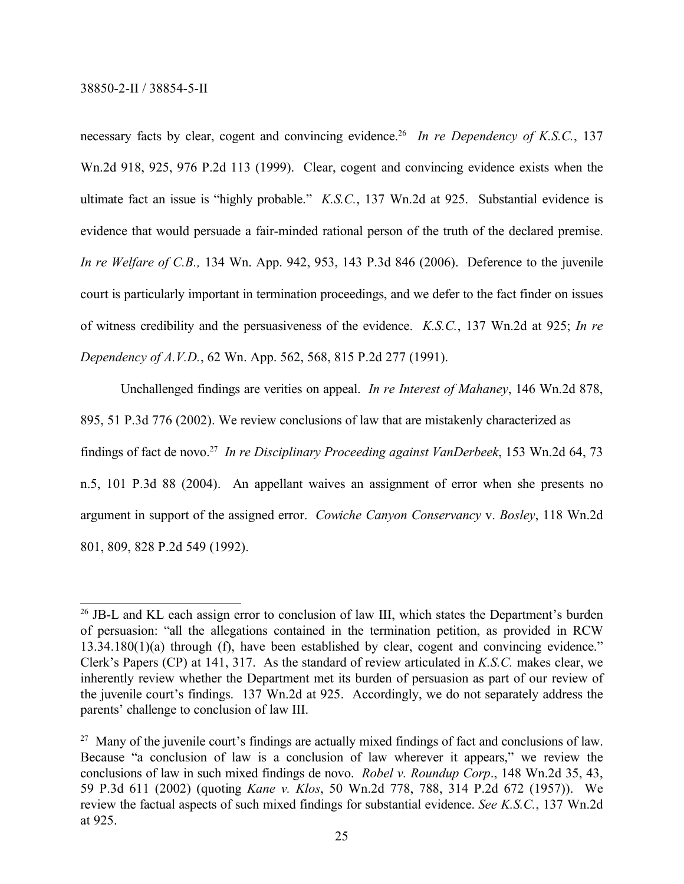necessary facts by clear, cogent and convincing evidence.[26] *In re Dependency of K.S.C.*, 137 Wn.2d 918, 925, 976 P.2d 113 (1999). Clear, cogent and convincing evidence exists when the ultimate fact an issue is "highly probable." *K.S.C.*, 137 Wn.2d at 925. Substantial evidence is evidence that would persuade a fair-minded rational person of the truth of the declared premise. *In re Welfare of C.B.,* 134 Wn. App. 942, 953, 143 P.3d 846 (2006). Deference to the juvenile court is particularly important in termination proceedings, and we defer to the fact finder on issues of witness credibility and the persuasiveness of the evidence. *K.S.C.*, 137 Wn.2d at 925; *In re Dependency of A.V.D.*, 62 Wn. App. 562, 568, 815 P.2d 277 (1991).

Unchallenged findings are verities on appeal. *In re Interest of Mahaney*, 146 Wn.2d 878, 895, 51 P.3d 776 (2002). We review conclusions of law that are mistakenly characterized as findings of fact de novo.[27] *In re Disciplinary Proceeding against VanDerbeek*, 153 Wn.2d 64, 73 n.5, 101 P.3d 88 (2004). An appellant waives an assignment of error when she presents no argument in support of the assigned error. *Cowiche Canyon Conservancy* v. *Bosley*, 118 Wn.2d 801, 809, 828 P.2d 549 (1992).

---

[26] JB-L and KL each assign error to conclusion of law III, which states the Department's burden of persuasion: "all the allegations contained in the termination petition, as provided in RCW 13.34.180(1)(a) through (f), have been established by clear, cogent and convincing evidence." Clerk's Papers (CP) at 141, 317. As the standard of review articulated in *K.S.C.* makes clear, we inherently review whether the Department met its burden of persuasion as part of our review of the juvenile court's findings. 137 Wn.2d at 925. Accordingly, we do not separately address the parents' challenge to conclusion of law III.

[27] Many of the juvenile court's findings are actually mixed findings of fact and conclusions of law. Because "a conclusion of law is a conclusion of law wherever it appears," we review the conclusions of law in such mixed findings de novo. *Robel v. Roundup Corp*., 148 Wn.2d 35, 43, 59 P.3d 611 (2002) (quoting *Kane v. Klos*, 50 Wn.2d 778, 788, 314 P.2d 672 (1957)). We review the factual aspects of such mixed findings for substantial evidence. *See K.S.C.*, 137 Wn.2d at 925.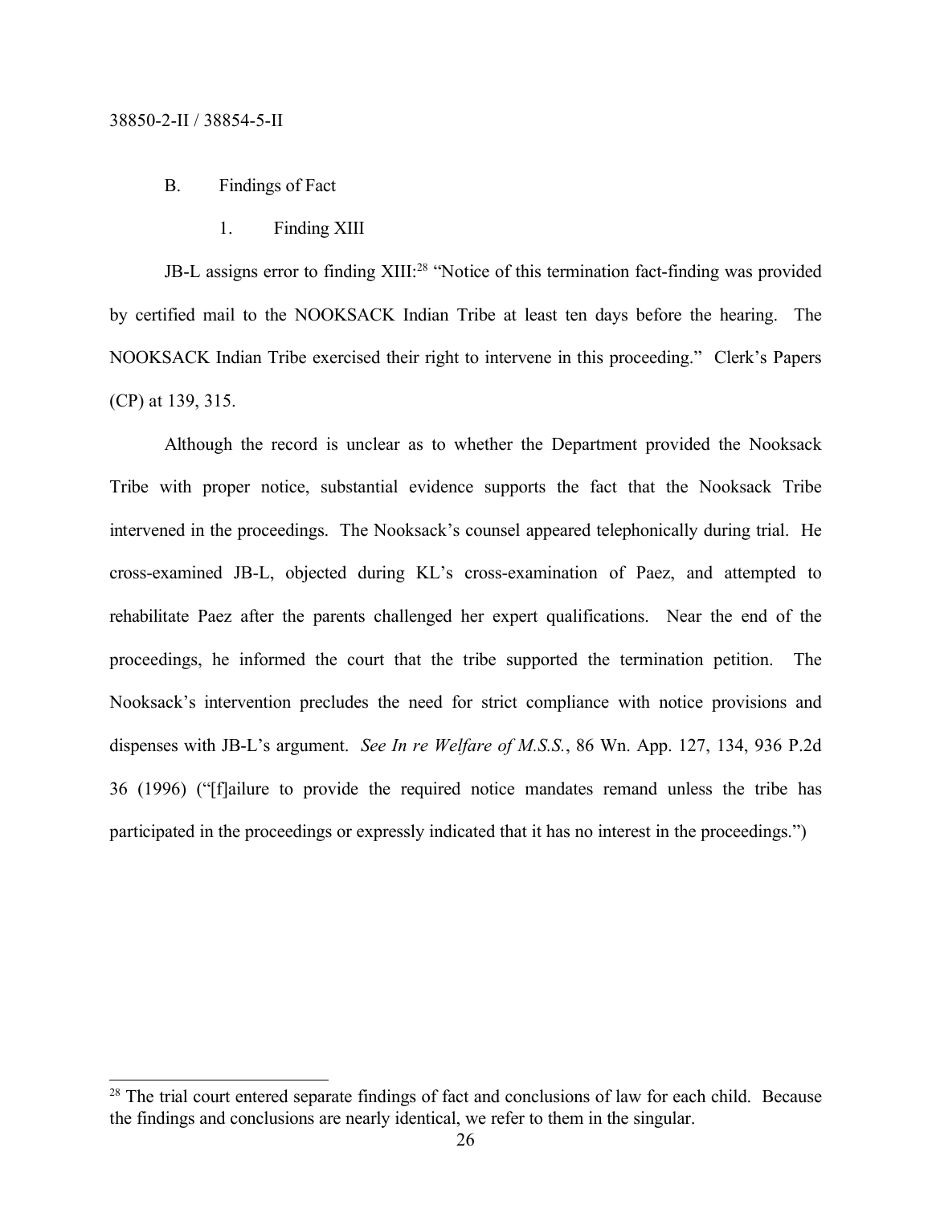## B. Findings of Fact

### 1. Finding XIII

JB-L assigns error to finding XIII:[28] "Notice of this termination fact-finding was provided by certified mail to the NOOKSACK Indian Tribe at least ten days before the hearing. The NOOKSACK Indian Tribe exercised their right to intervene in this proceeding." Clerk's Papers (CP) at 139, 315.

Although the record is unclear as to whether the Department provided the Nooksack Tribe with proper notice, substantial evidence supports the fact that the Nooksack Tribe intervened in the proceedings. The Nooksack's counsel appeared telephonically during trial. He cross-examined JB-L, objected during KL's cross-examination of Paez, and attempted to rehabilitate Paez after the parents challenged her expert qualifications. Near the end of the proceedings, he informed the court that the tribe supported the termination petition. The Nooksack's intervention precludes the need for strict compliance with notice provisions and dispenses with JB-L's argument. *See In re Welfare of M.S.S.*, 86 Wn. App. 127, 134, 936 P.2d 36 (1996) ("[f]ailure to provide the required notice mandates remand unless the tribe has participated in the proceedings or expressly indicated that it has no interest in the proceedings.")

---

[28] The trial court entered separate findings of fact and conclusions of law for each child. Because the findings and conclusions are nearly identical, we refer to them in the singular.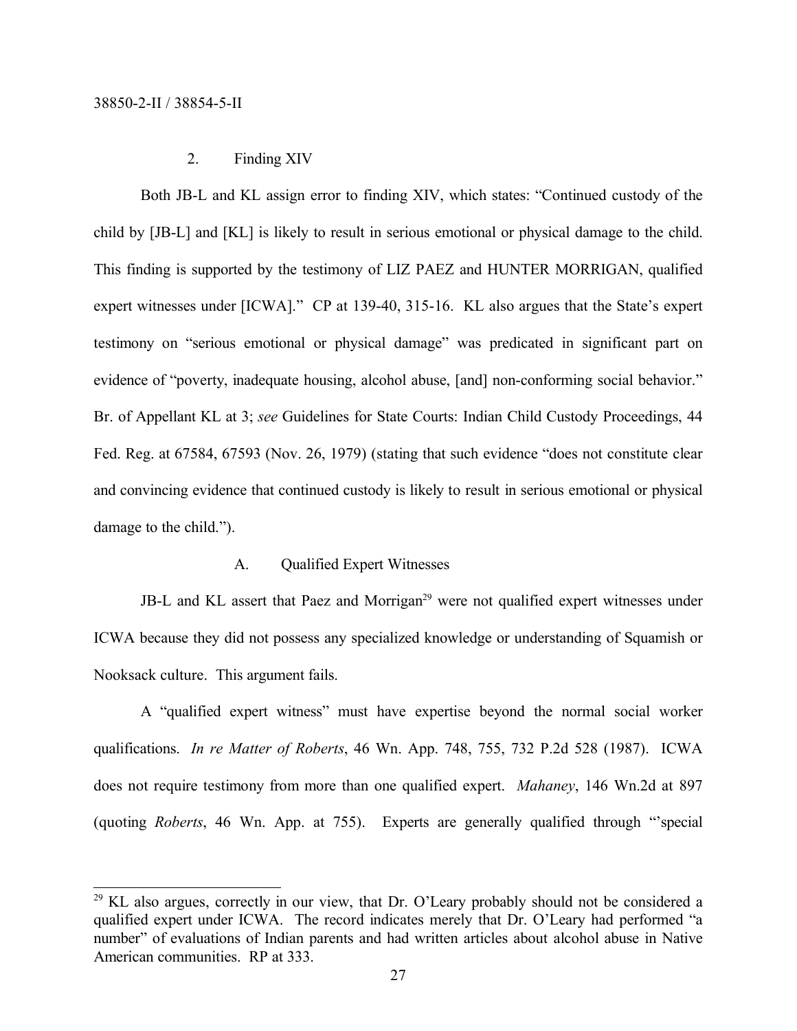2. Finding XIV

Both JB-L and KL assign error to finding XIV, which states: "Continued custody of the child by [JB-L] and [KL] is likely to result in serious emotional or physical damage to the child. This finding is supported by the testimony of LIZ PAEZ and HUNTER MORRIGAN, qualified expert witnesses under [ICWA]." CP at 139-40, 315-16. KL also argues that the State's expert testimony on "serious emotional or physical damage" was predicated in significant part on evidence of "poverty, inadequate housing, alcohol abuse, [and] non-conforming social behavior." Br. of Appellant KL at 3; *see* Guidelines for State Courts: Indian Child Custody Proceedings, 44 Fed. Reg. at 67584, 67593 (Nov. 26, 1979) (stating that such evidence "does not constitute clear and convincing evidence that continued custody is likely to result in serious emotional or physical damage to the child.").

A. Qualified Expert Witnesses

JB-L and KL assert that Paez and Morrigan[29] were not qualified expert witnesses under ICWA because they did not possess any specialized knowledge or understanding of Squamish or Nooksack culture. This argument fails.

A "qualified expert witness" must have expertise beyond the normal social worker qualifications. *In re Matter of Roberts*, 46 Wn. App. 748, 755, 732 P.2d 528 (1987). ICWA does not require testimony from more than one qualified expert. *Mahaney*, 146 Wn.2d at 897 (quoting *Roberts*, 46 Wn. App. at 755). Experts are generally qualified through "'special

[29] KL also argues, correctly in our view, that Dr. O'Leary probably should not be considered a qualified expert under ICWA. The record indicates merely that Dr. O'Leary had performed "a number" of evaluations of Indian parents and had written articles about alcohol abuse in Native American communities. RP at 333.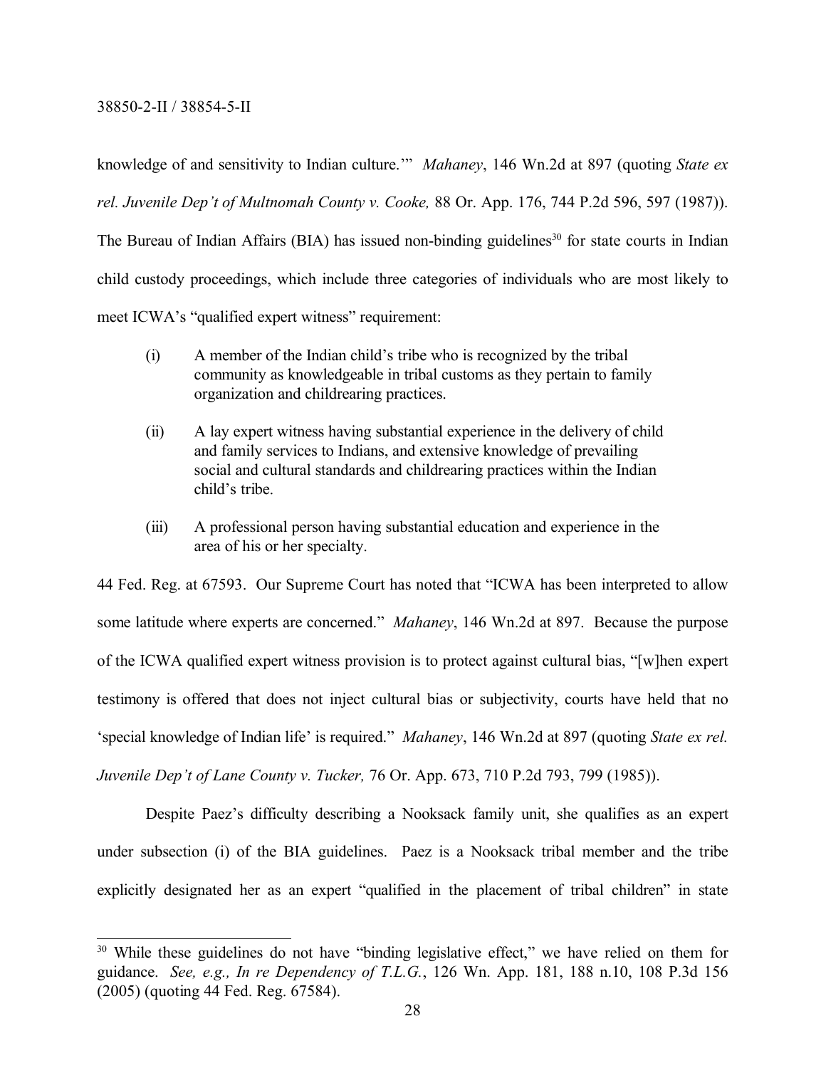knowledge of and sensitivity to Indian culture.'" *Mahaney*, 146 Wn.2d at 897 (quoting *State ex rel. Juvenile Dep't of Multnomah County v. Cooke,* 88 Or. App. 176, 744 P.2d 596, 597 (1987)). The Bureau of Indian Affairs (BIA) has issued non-binding guidelines[30] for state courts in Indian child custody proceedings, which include three categories of individuals who are most likely to meet ICWA's "qualified expert witness" requirement:

> (i) A member of the Indian child's tribe who is recognized by the tribal community as knowledgeable in tribal customs as they pertain to family organization and childrearing practices.
>
> (ii) A lay expert witness having substantial experience in the delivery of child and family services to Indians, and extensive knowledge of prevailing social and cultural standards and childrearing practices within the Indian child's tribe.
>
> (iii) A professional person having substantial education and experience in the area of his or her specialty.

44 Fed. Reg. at 67593. Our Supreme Court has noted that "ICWA has been interpreted to allow some latitude where experts are concerned." *Mahaney*, 146 Wn.2d at 897. Because the purpose of the ICWA qualified expert witness provision is to protect against cultural bias, "[w]hen expert testimony is offered that does not inject cultural bias or subjectivity, courts have held that no 'special knowledge of Indian life' is required." *Mahaney*, 146 Wn.2d at 897 (quoting *State ex rel. Juvenile Dep't of Lane County v. Tucker,* 76 Or. App. 673, 710 P.2d 793, 799 (1985)).

Despite Paez's difficulty describing a Nooksack family unit, she qualifies as an expert under subsection (i) of the BIA guidelines. Paez is a Nooksack tribal member and the tribe explicitly designated her as an expert "qualified in the placement of tribal children" in state

---

[30] While these guidelines do not have "binding legislative effect," we have relied on them for guidance. *See, e.g., In re Dependency of T.L.G.*, 126 Wn. App. 181, 188 n.10, 108 P.3d 156 (2005) (quoting 44 Fed. Reg. 67584).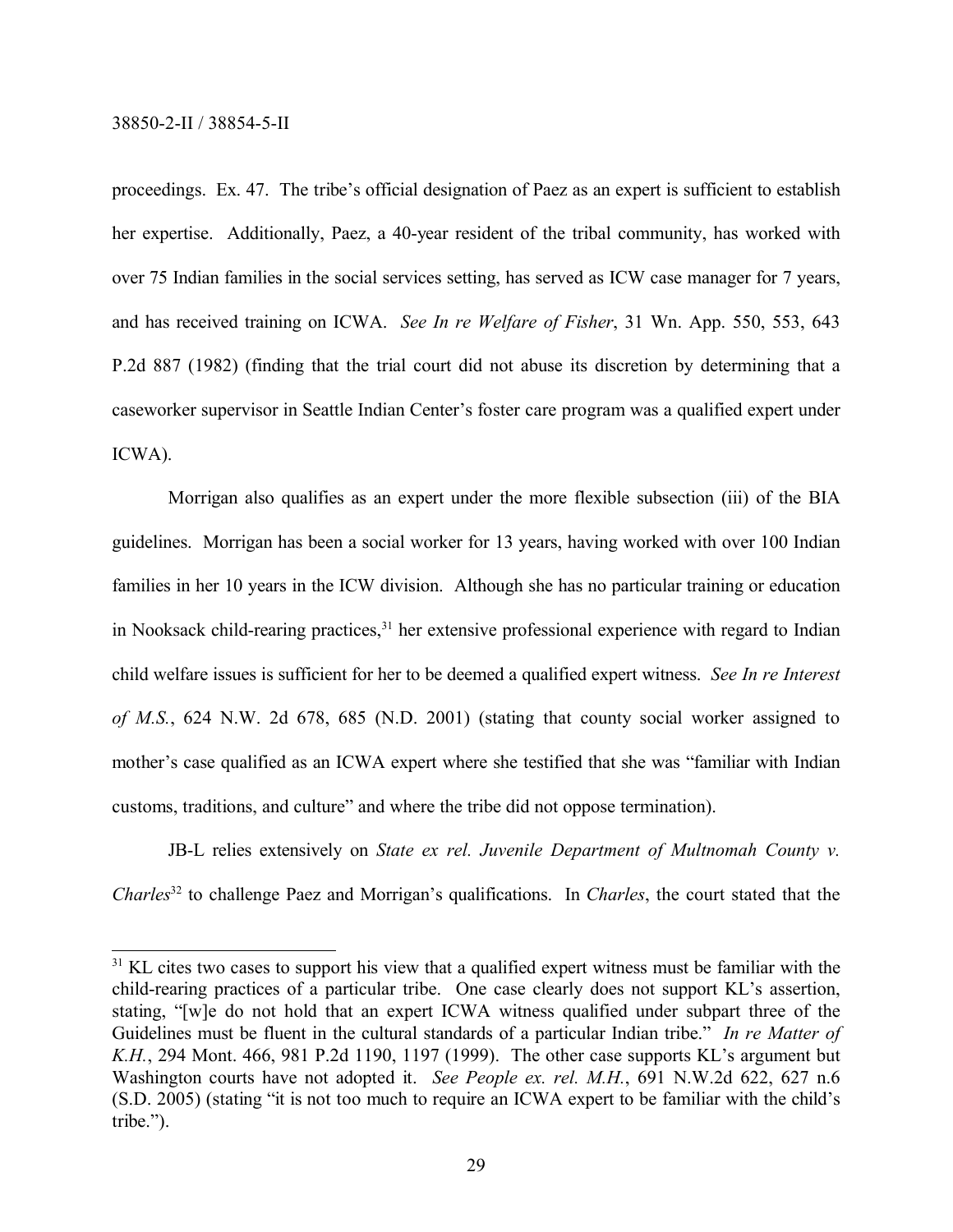proceedings. Ex. 47. The tribe's official designation of Paez as an expert is sufficient to establish her expertise. Additionally, Paez, a 40-year resident of the tribal community, has worked with over 75 Indian families in the social services setting, has served as ICW case manager for 7 years, and has received training on ICWA. *See In re Welfare of Fisher*, 31 Wn. App. 550, 553, 643 P.2d 887 (1982) (finding that the trial court did not abuse its discretion by determining that a caseworker supervisor in Seattle Indian Center's foster care program was a qualified expert under ICWA).

Morrigan also qualifies as an expert under the more flexible subsection (iii) of the BIA guidelines. Morrigan has been a social worker for 13 years, having worked with over 100 Indian families in her 10 years in the ICW division. Although she has no particular training or education in Nooksack child-rearing practices,[31] her extensive professional experience with regard to Indian child welfare issues is sufficient for her to be deemed a qualified expert witness. *See In re Interest of M.S.*, 624 N.W. 2d 678, 685 (N.D. 2001) (stating that county social worker assigned to mother's case qualified as an ICWA expert where she testified that she was "familiar with Indian customs, traditions, and culture" and where the tribe did not oppose termination).

JB-L relies extensively on *State ex rel. Juvenile Department of Multnomah County v. Charles*[32] to challenge Paez and Morrigan's qualifications. In *Charles*, the court stated that the

---

[31] KL cites two cases to support his view that a qualified expert witness must be familiar with the child-rearing practices of a particular tribe. One case clearly does not support KL's assertion, stating, "[w]e do not hold that an expert ICWA witness qualified under subpart three of the Guidelines must be fluent in the cultural standards of a particular Indian tribe." *In re Matter of K.H.*, 294 Mont. 466, 981 P.2d 1190, 1197 (1999). The other case supports KL's argument but Washington courts have not adopted it. *See People ex. rel. M.H.*, 691 N.W.2d 622, 627 n.6 (S.D. 2005) (stating "it is not too much to require an ICWA expert to be familiar with the child's tribe.").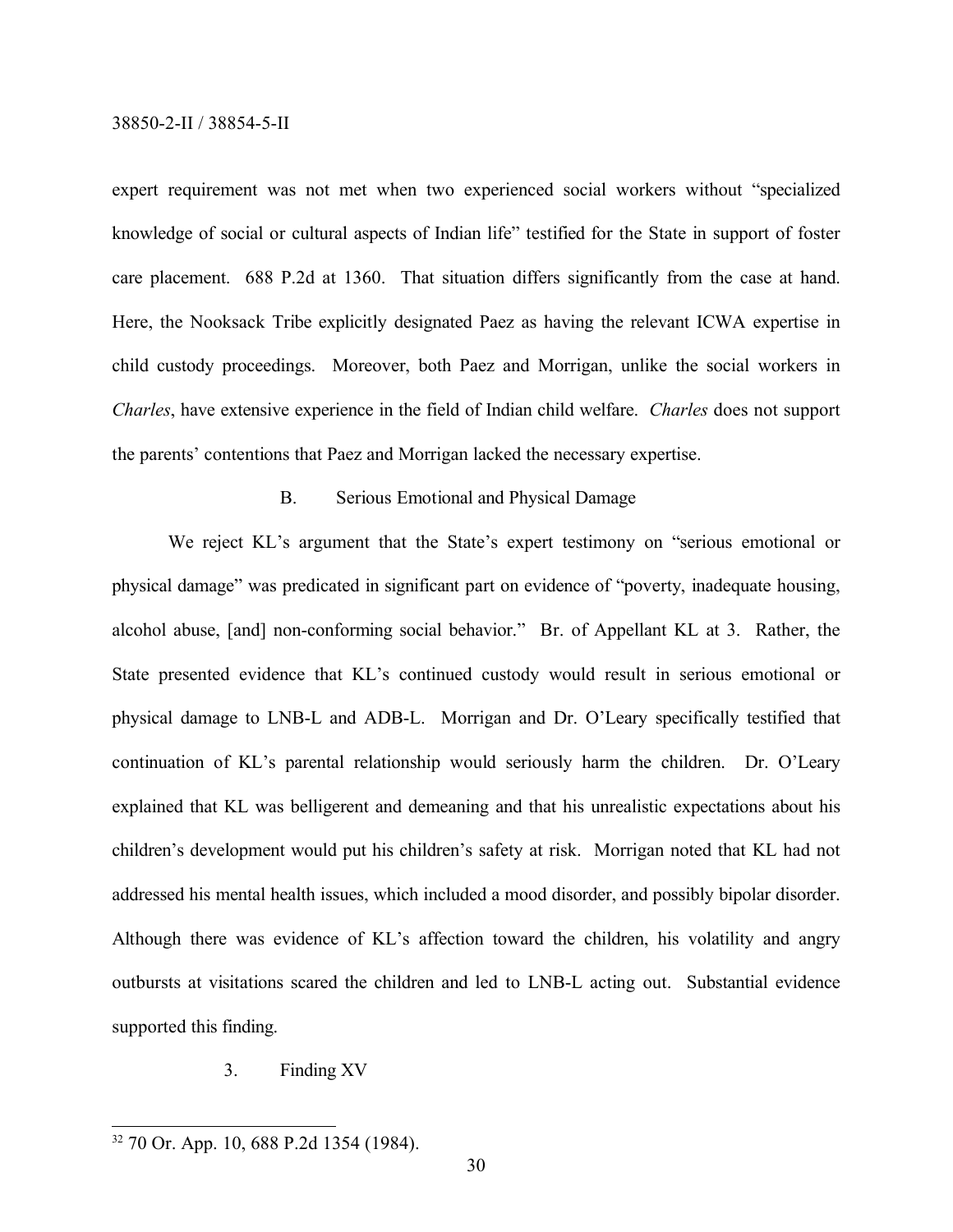expert requirement was not met when two experienced social workers without "specialized knowledge of social or cultural aspects of Indian life" testified for the State in support of foster care placement. 688 P.2d at 1360. That situation differs significantly from the case at hand. Here, the Nooksack Tribe explicitly designated Paez as having the relevant ICWA expertise in child custody proceedings. Moreover, both Paez and Morrigan, unlike the social workers in *Charles*, have extensive experience in the field of Indian child welfare. *Charles* does not support the parents' contentions that Paez and Morrigan lacked the necessary expertise.

B. Serious Emotional and Physical Damage

We reject KL's argument that the State's expert testimony on "serious emotional or physical damage" was predicated in significant part on evidence of "poverty, inadequate housing, alcohol abuse, [and] non-conforming social behavior." Br. of Appellant KL at 3. Rather, the State presented evidence that KL's continued custody would result in serious emotional or physical damage to LNB-L and ADB-L. Morrigan and Dr. O'Leary specifically testified that continuation of KL's parental relationship would seriously harm the children. Dr. O'Leary explained that KL was belligerent and demeaning and that his unrealistic expectations about his children's development would put his children's safety at risk. Morrigan noted that KL had not addressed his mental health issues, which included a mood disorder, and possibly bipolar disorder. Although there was evidence of KL's affection toward the children, his volatility and angry outbursts at visitations scared the children and led to LNB-L acting out. Substantial evidence supported this finding.

3. Finding XV

---

[32] 70 Or. App. 10, 688 P.2d 1354 (1984).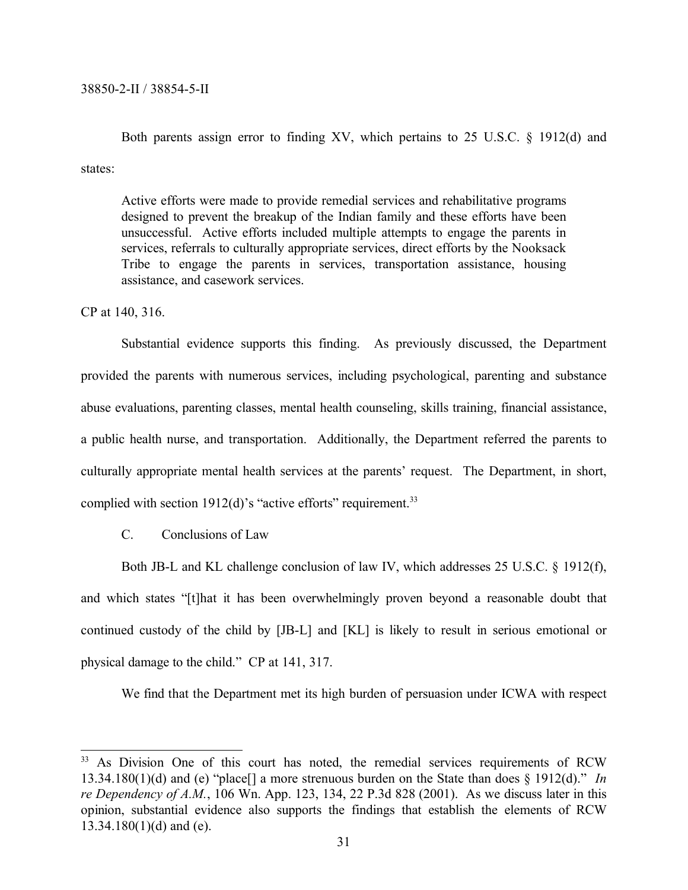Both parents assign error to finding XV, which pertains to 25 U.S.C. § 1912(d) and states:

> Active efforts were made to provide remedial services and rehabilitative programs designed to prevent the breakup of the Indian family and these efforts have been unsuccessful. Active efforts included multiple attempts to engage the parents in services, referrals to culturally appropriate services, direct efforts by the Nooksack Tribe to engage the parents in services, transportation assistance, housing assistance, and casework services.

CP at 140, 316.

Substantial evidence supports this finding. As previously discussed, the Department provided the parents with numerous services, including psychological, parenting and substance abuse evaluations, parenting classes, mental health counseling, skills training, financial assistance, a public health nurse, and transportation. Additionally, the Department referred the parents to culturally appropriate mental health services at the parents' request. The Department, in short, complied with section 1912(d)'s "active efforts" requirement.[33]

C. Conclusions of Law

Both JB-L and KL challenge conclusion of law IV, which addresses 25 U.S.C. § 1912(f), and which states "[t]hat it has been overwhelmingly proven beyond a reasonable doubt that continued custody of the child by [JB-L] and [KL] is likely to result in serious emotional or physical damage to the child." CP at 141, 317.

We find that the Department met its high burden of persuasion under ICWA with respect

---

[33] As Division One of this court has noted, the remedial services requirements of RCW 13.34.180(1)(d) and (e) "place[] a more strenuous burden on the State than does § 1912(d)." *In re Dependency of A.M.*, 106 Wn. App. 123, 134, 22 P.3d 828 (2001). As we discuss later in this opinion, substantial evidence also supports the findings that establish the elements of RCW 13.34.180(1)(d) and (e).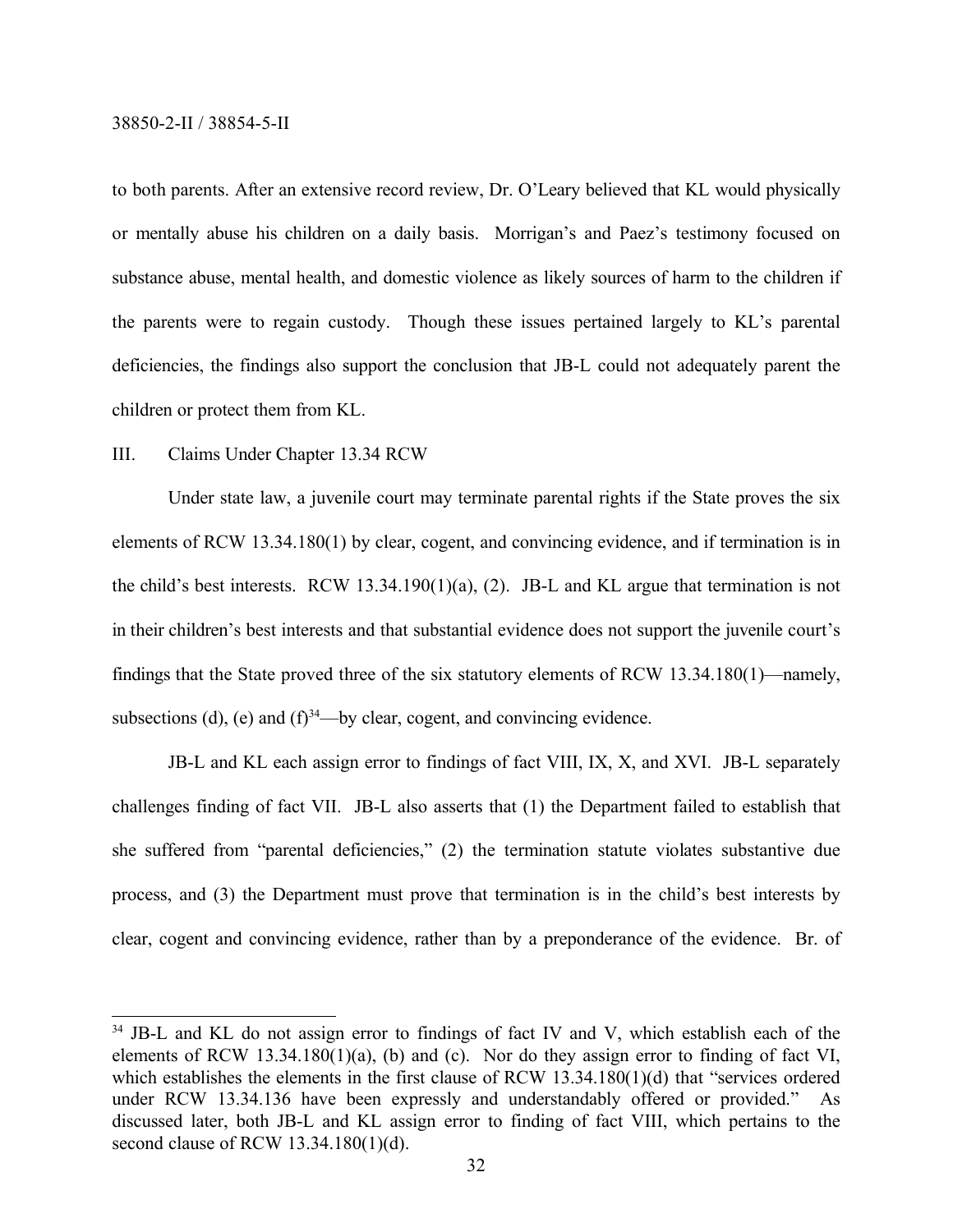to both parents. After an extensive record review, Dr. O'Leary believed that KL would physically or mentally abuse his children on a daily basis. Morrigan's and Paez's testimony focused on substance abuse, mental health, and domestic violence as likely sources of harm to the children if the parents were to regain custody. Though these issues pertained largely to KL's parental deficiencies, the findings also support the conclusion that JB-L could not adequately parent the children or protect them from KL.

## III. Claims Under Chapter 13.34 RCW

Under state law, a juvenile court may terminate parental rights if the State proves the six elements of RCW 13.34.180(1) by clear, cogent, and convincing evidence, and if termination is in the child's best interests. RCW 13.34.190(1)(a), (2). JB-L and KL argue that termination is not in their children's best interests and that substantial evidence does not support the juvenile court's findings that the State proved three of the six statutory elements of RCW 13.34.180(1)—namely, subsections (d), (e) and (f)[34]—by clear, cogent, and convincing evidence.

JB-L and KL each assign error to findings of fact VIII, IX, X, and XVI. JB-L separately challenges finding of fact VII. JB-L also asserts that (1) the Department failed to establish that she suffered from "parental deficiencies," (2) the termination statute violates substantive due process, and (3) the Department must prove that termination is in the child's best interests by clear, cogent and convincing evidence, rather than by a preponderance of the evidence. Br. of

---

[34] JB-L and KL do not assign error to findings of fact IV and V, which establish each of the elements of RCW 13.34.180(1)(a), (b) and (c). Nor do they assign error to finding of fact VI, which establishes the elements in the first clause of RCW 13.34.180(1)(d) that "services ordered under RCW 13.34.136 have been expressly and understandably offered or provided." As discussed later, both JB-L and KL assign error to finding of fact VIII, which pertains to the second clause of RCW 13.34.180(1)(d).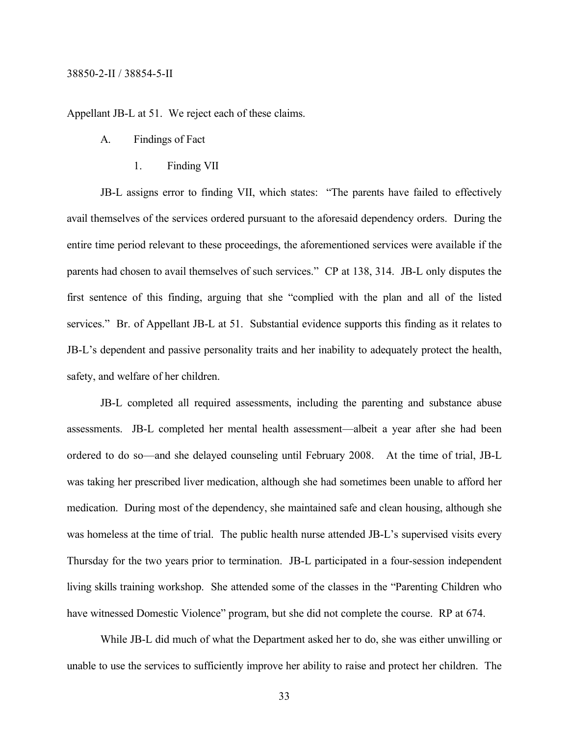Appellant JB-L at 51. We reject each of these claims.

A. Findings of Fact

1. Finding VII

JB-L assigns error to finding VII, which states: "The parents have failed to effectively avail themselves of the services ordered pursuant to the aforesaid dependency orders. During the entire time period relevant to these proceedings, the aforementioned services were available if the parents had chosen to avail themselves of such services." CP at 138, 314. JB-L only disputes the first sentence of this finding, arguing that she "complied with the plan and all of the listed services." Br. of Appellant JB-L at 51. Substantial evidence supports this finding as it relates to JB-L's dependent and passive personality traits and her inability to adequately protect the health, safety, and welfare of her children.

JB-L completed all required assessments, including the parenting and substance abuse assessments. JB-L completed her mental health assessment—albeit a year after she had been ordered to do so—and she delayed counseling until February 2008. At the time of trial, JB-L was taking her prescribed liver medication, although she had sometimes been unable to afford her medication. During most of the dependency, she maintained safe and clean housing, although she was homeless at the time of trial. The public health nurse attended JB-L's supervised visits every Thursday for the two years prior to termination. JB-L participated in a four-session independent living skills training workshop. She attended some of the classes in the "Parenting Children who have witnessed Domestic Violence" program, but she did not complete the course. RP at 674.

While JB-L did much of what the Department asked her to do, she was either unwilling or unable to use the services to sufficiently improve her ability to raise and protect her children. The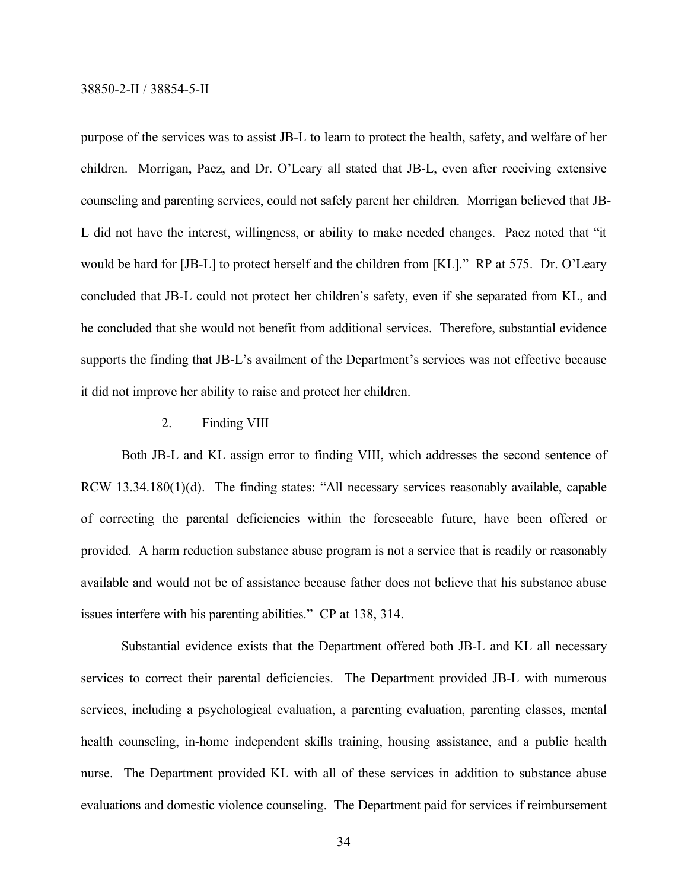purpose of the services was to assist JB-L to learn to protect the health, safety, and welfare of her children. Morrigan, Paez, and Dr. O'Leary all stated that JB-L, even after receiving extensive counseling and parenting services, could not safely parent her children. Morrigan believed that JB-L did not have the interest, willingness, or ability to make needed changes. Paez noted that "it would be hard for [JB-L] to protect herself and the children from [KL]." RP at 575. Dr. O'Leary concluded that JB-L could not protect her children's safety, even if she separated from KL, and he concluded that she would not benefit from additional services. Therefore, substantial evidence supports the finding that JB-L's availment of the Department's services was not effective because it did not improve her ability to raise and protect her children.

2. Finding VIII

Both JB-L and KL assign error to finding VIII, which addresses the second sentence of RCW 13.34.180(1)(d). The finding states: "All necessary services reasonably available, capable of correcting the parental deficiencies within the foreseeable future, have been offered or provided. A harm reduction substance abuse program is not a service that is readily or reasonably available and would not be of assistance because father does not believe that his substance abuse issues interfere with his parenting abilities." CP at 138, 314.

Substantial evidence exists that the Department offered both JB-L and KL all necessary services to correct their parental deficiencies. The Department provided JB-L with numerous services, including a psychological evaluation, a parenting evaluation, parenting classes, mental health counseling, in-home independent skills training, housing assistance, and a public health nurse. The Department provided KL with all of these services in addition to substance abuse evaluations and domestic violence counseling. The Department paid for services if reimbursement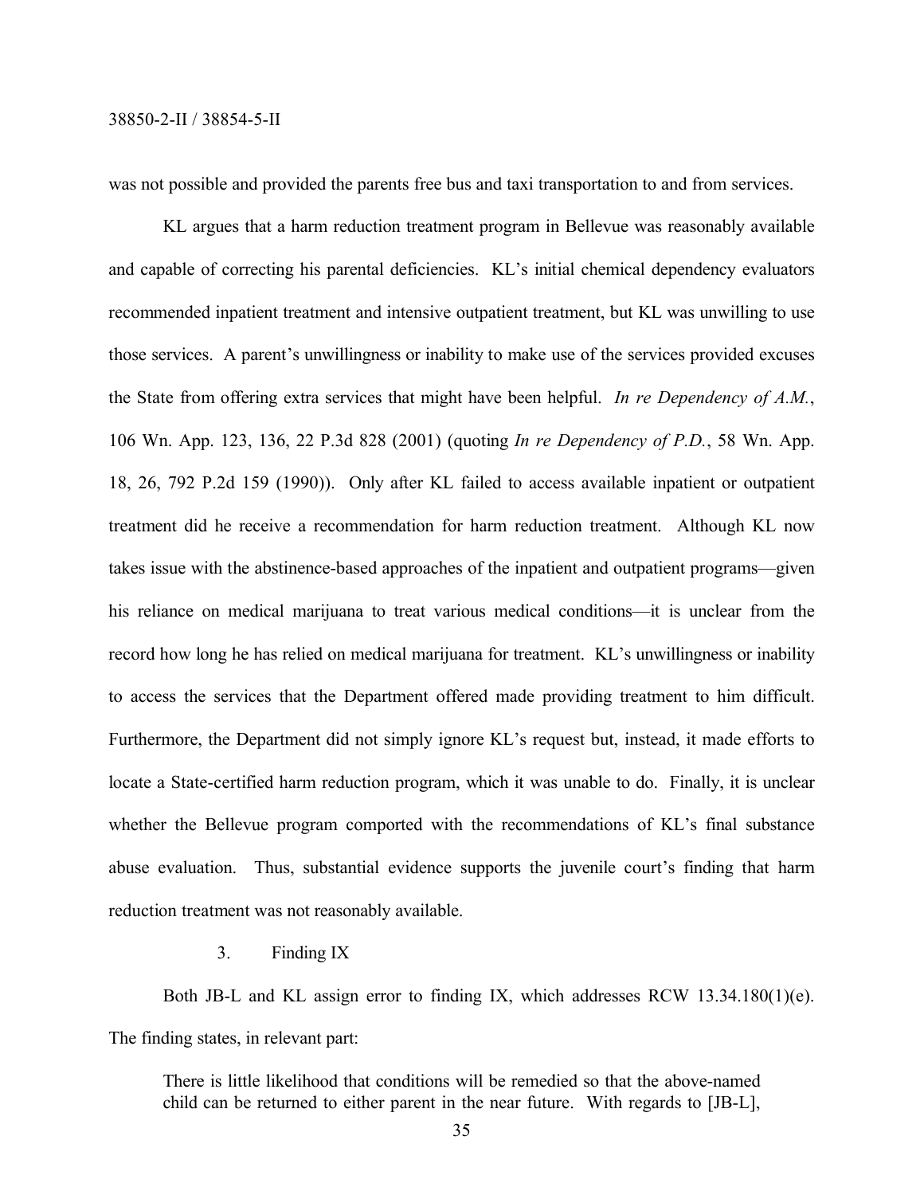was not possible and provided the parents free bus and taxi transportation to and from services.

KL argues that a harm reduction treatment program in Bellevue was reasonably available and capable of correcting his parental deficiencies. KL's initial chemical dependency evaluators recommended inpatient treatment and intensive outpatient treatment, but KL was unwilling to use those services. A parent's unwillingness or inability to make use of the services provided excuses the State from offering extra services that might have been helpful. *In re Dependency of A.M.*, 106 Wn. App. 123, 136, 22 P.3d 828 (2001) (quoting *In re Dependency of P.D.*, 58 Wn. App. 18, 26, 792 P.2d 159 (1990)). Only after KL failed to access available inpatient or outpatient treatment did he receive a recommendation for harm reduction treatment. Although KL now takes issue with the abstinence-based approaches of the inpatient and outpatient programs—given his reliance on medical marijuana to treat various medical conditions—it is unclear from the record how long he has relied on medical marijuana for treatment. KL's unwillingness or inability to access the services that the Department offered made providing treatment to him difficult. Furthermore, the Department did not simply ignore KL's request but, instead, it made efforts to locate a State-certified harm reduction program, which it was unable to do. Finally, it is unclear whether the Bellevue program comported with the recommendations of KL's final substance abuse evaluation. Thus, substantial evidence supports the juvenile court's finding that harm reduction treatment was not reasonably available.

3. Finding IX

Both JB-L and KL assign error to finding IX, which addresses RCW 13.34.180(1)(e). The finding states, in relevant part:

> There is little likelihood that conditions will be remedied so that the above-named child can be returned to either parent in the near future. With regards to [JB-L],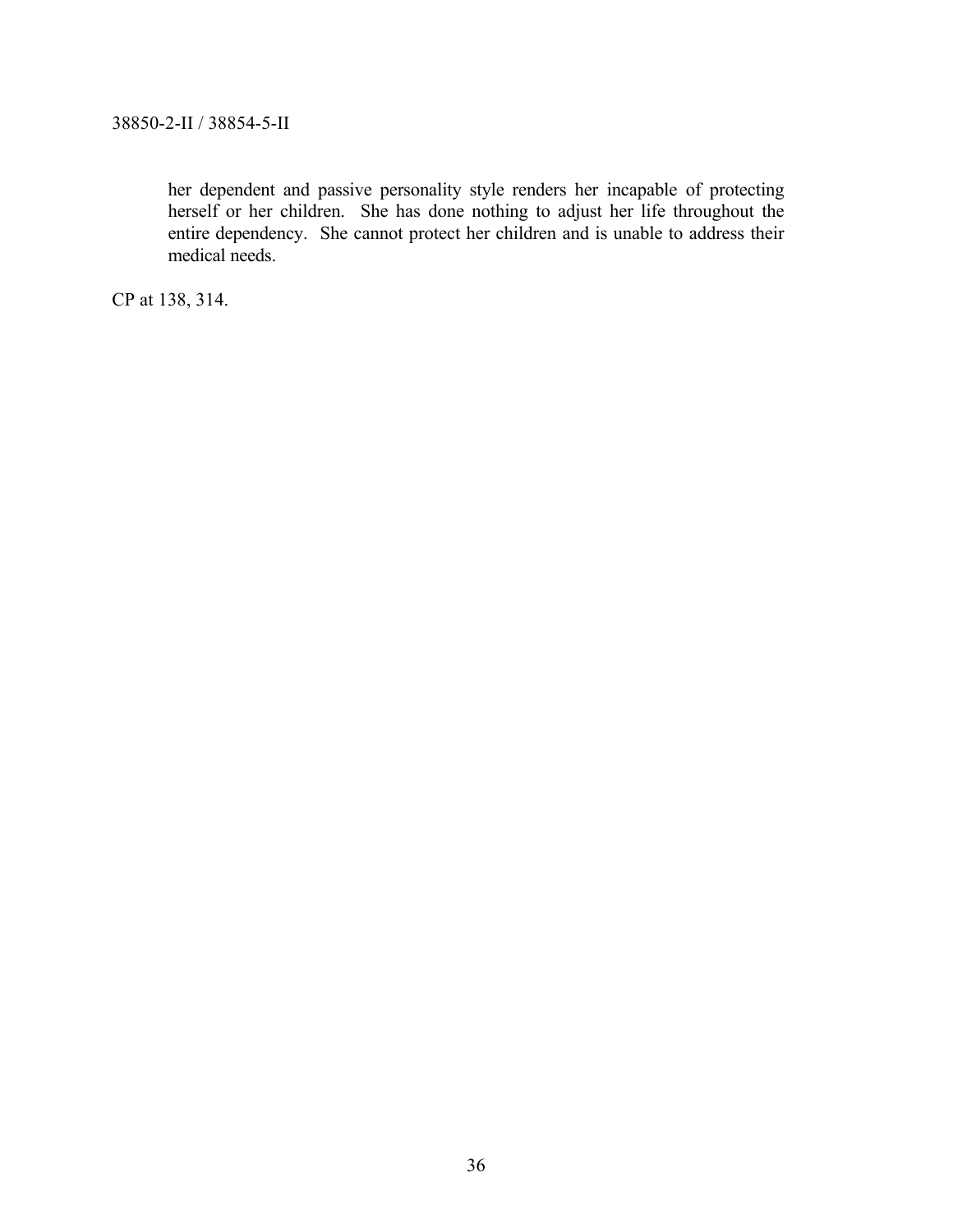> her dependent and passive personality style renders her incapable of protecting herself or her children. She has done nothing to adjust her life throughout the entire dependency. She cannot protect her children and is unable to address their medical needs.

CP at 138, 314.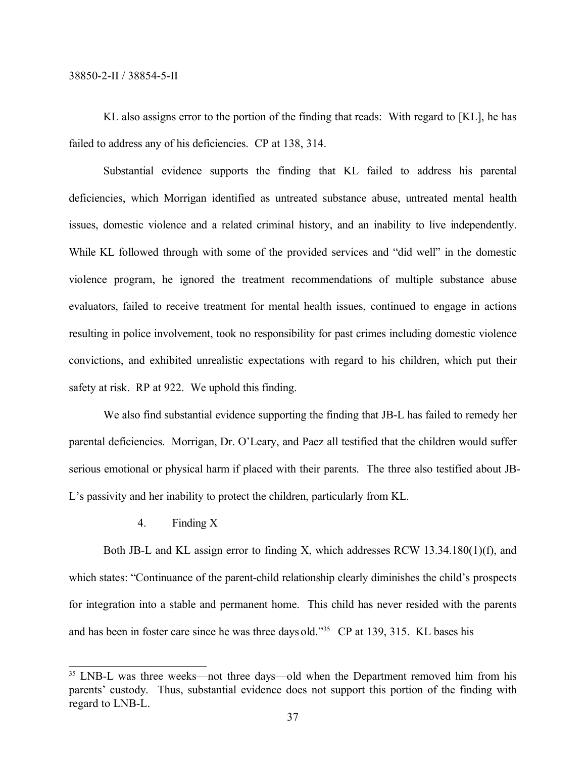KL also assigns error to the portion of the finding that reads: With regard to [KL], he has failed to address any of his deficiencies. CP at 138, 314.

Substantial evidence supports the finding that KL failed to address his parental deficiencies, which Morrigan identified as untreated substance abuse, untreated mental health issues, domestic violence and a related criminal history, and an inability to live independently. While KL followed through with some of the provided services and "did well" in the domestic violence program, he ignored the treatment recommendations of multiple substance abuse evaluators, failed to receive treatment for mental health issues, continued to engage in actions resulting in police involvement, took no responsibility for past crimes including domestic violence convictions, and exhibited unrealistic expectations with regard to his children, which put their safety at risk. RP at 922. We uphold this finding.

We also find substantial evidence supporting the finding that JB-L has failed to remedy her parental deficiencies. Morrigan, Dr. O'Leary, and Paez all testified that the children would suffer serious emotional or physical harm if placed with their parents. The three also testified about JB-L's passivity and her inability to protect the children, particularly from KL.

4. Finding X

Both JB-L and KL assign error to finding X, which addresses RCW 13.34.180(1)(f), and which states: "Continuance of the parent-child relationship clearly diminishes the child's prospects for integration into a stable and permanent home. This child has never resided with the parents and has been in foster care since he was three days old."[35] CP at 139, 315. KL bases his

---

[35] LNB-L was three weeks—not three days—old when the Department removed him from his parents' custody. Thus, substantial evidence does not support this portion of the finding with regard to LNB-L.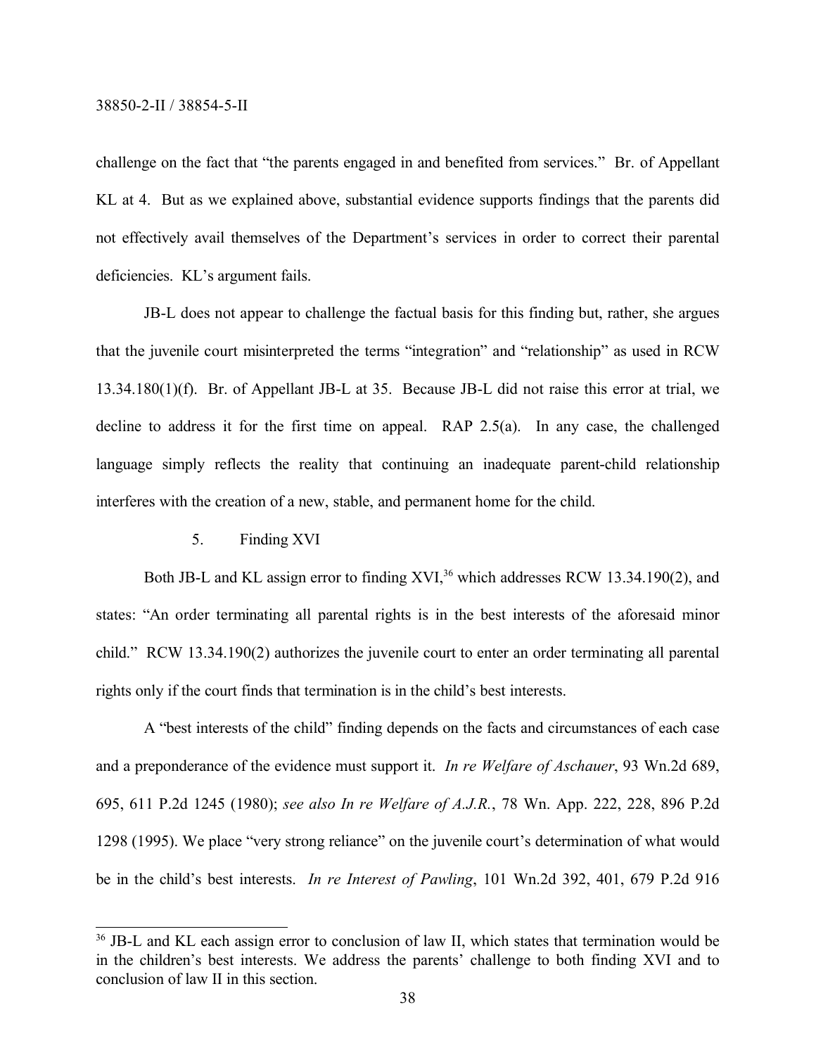challenge on the fact that "the parents engaged in and benefited from services." Br. of Appellant KL at 4. But as we explained above, substantial evidence supports findings that the parents did not effectively avail themselves of the Department's services in order to correct their parental deficiencies. KL's argument fails.

JB-L does not appear to challenge the factual basis for this finding but, rather, she argues that the juvenile court misinterpreted the terms "integration" and "relationship" as used in RCW 13.34.180(1)(f). Br. of Appellant JB-L at 35. Because JB-L did not raise this error at trial, we decline to address it for the first time on appeal. RAP 2.5(a). In any case, the challenged language simply reflects the reality that continuing an inadequate parent-child relationship interferes with the creation of a new, stable, and permanent home for the child.

5. Finding XVI

Both JB-L and KL assign error to finding XVI,[36] which addresses RCW 13.34.190(2), and states: "An order terminating all parental rights is in the best interests of the aforesaid minor child." RCW 13.34.190(2) authorizes the juvenile court to enter an order terminating all parental rights only if the court finds that termination is in the child's best interests.

A "best interests of the child" finding depends on the facts and circumstances of each case and a preponderance of the evidence must support it. *In re Welfare of Aschauer*, 93 Wn.2d 689, 695, 611 P.2d 1245 (1980); *see also In re Welfare of A.J.R.*, 78 Wn. App. 222, 228, 896 P.2d 1298 (1995). We place "very strong reliance" on the juvenile court's determination of what would be in the child's best interests. *In re Interest of Pawling*, 101 Wn.2d 392, 401, 679 P.2d 916

---

[36] JB-L and KL each assign error to conclusion of law II, which states that termination would be in the children's best interests. We address the parents' challenge to both finding XVI and to conclusion of law II in this section.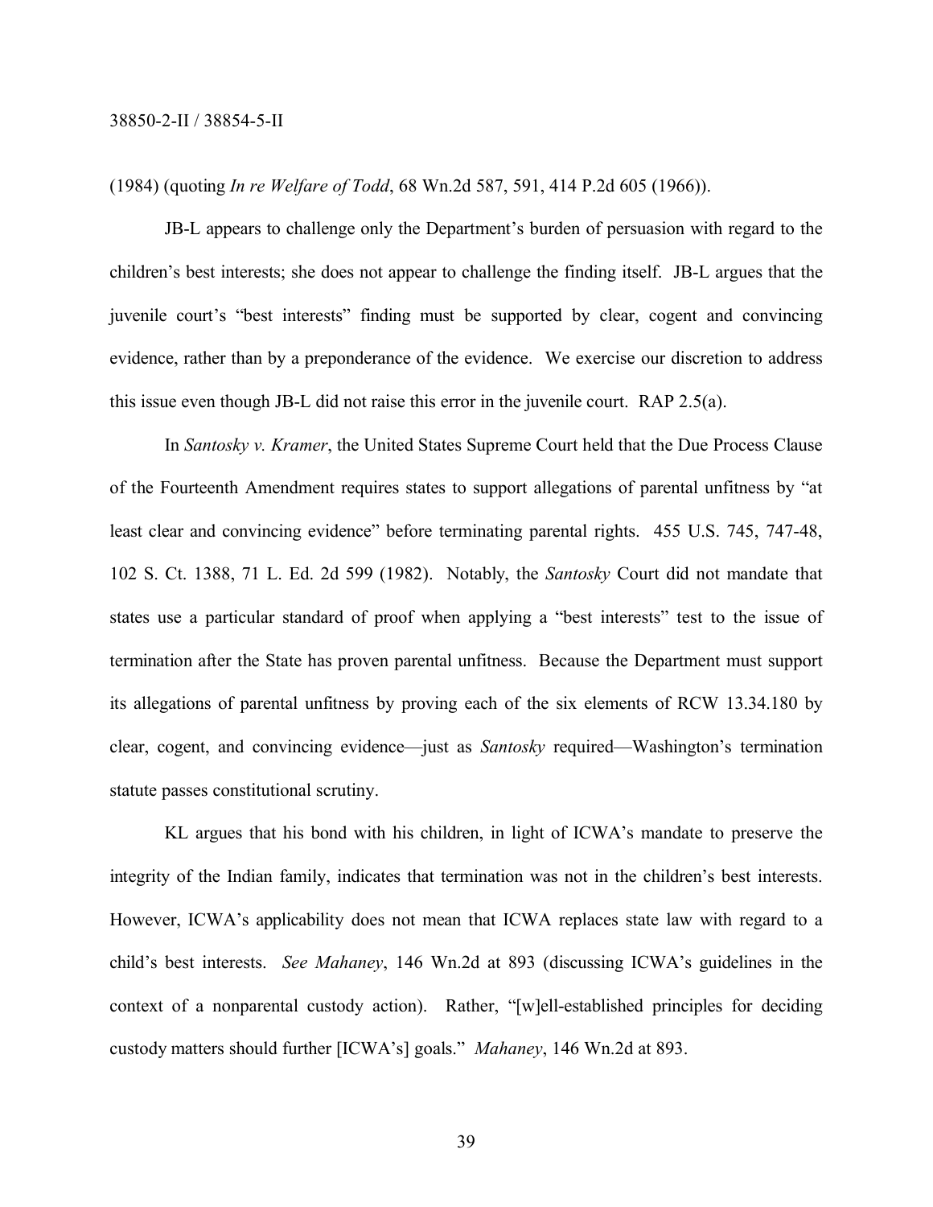(1984) (quoting *In re Welfare of Todd*, 68 Wn.2d 587, 591, 414 P.2d 605 (1966)).

JB-L appears to challenge only the Department's burden of persuasion with regard to the children's best interests; she does not appear to challenge the finding itself. JB-L argues that the juvenile court's "best interests" finding must be supported by clear, cogent and convincing evidence, rather than by a preponderance of the evidence. We exercise our discretion to address this issue even though JB-L did not raise this error in the juvenile court. RAP 2.5(a).

In *Santosky v. Kramer*, the United States Supreme Court held that the Due Process Clause of the Fourteenth Amendment requires states to support allegations of parental unfitness by "at least clear and convincing evidence" before terminating parental rights. 455 U.S. 745, 747-48, 102 S. Ct. 1388, 71 L. Ed. 2d 599 (1982). Notably, the *Santosky* Court did not mandate that states use a particular standard of proof when applying a "best interests" test to the issue of termination after the State has proven parental unfitness. Because the Department must support its allegations of parental unfitness by proving each of the six elements of RCW 13.34.180 by clear, cogent, and convincing evidence—just as *Santosky* required—Washington's termination statute passes constitutional scrutiny.

KL argues that his bond with his children, in light of ICWA's mandate to preserve the integrity of the Indian family, indicates that termination was not in the children's best interests. However, ICWA's applicability does not mean that ICWA replaces state law with regard to a child's best interests. *See Mahaney*, 146 Wn.2d at 893 (discussing ICWA's guidelines in the context of a nonparental custody action). Rather, "[w]ell-established principles for deciding custody matters should further [ICWA's] goals." *Mahaney*, 146 Wn.2d at 893.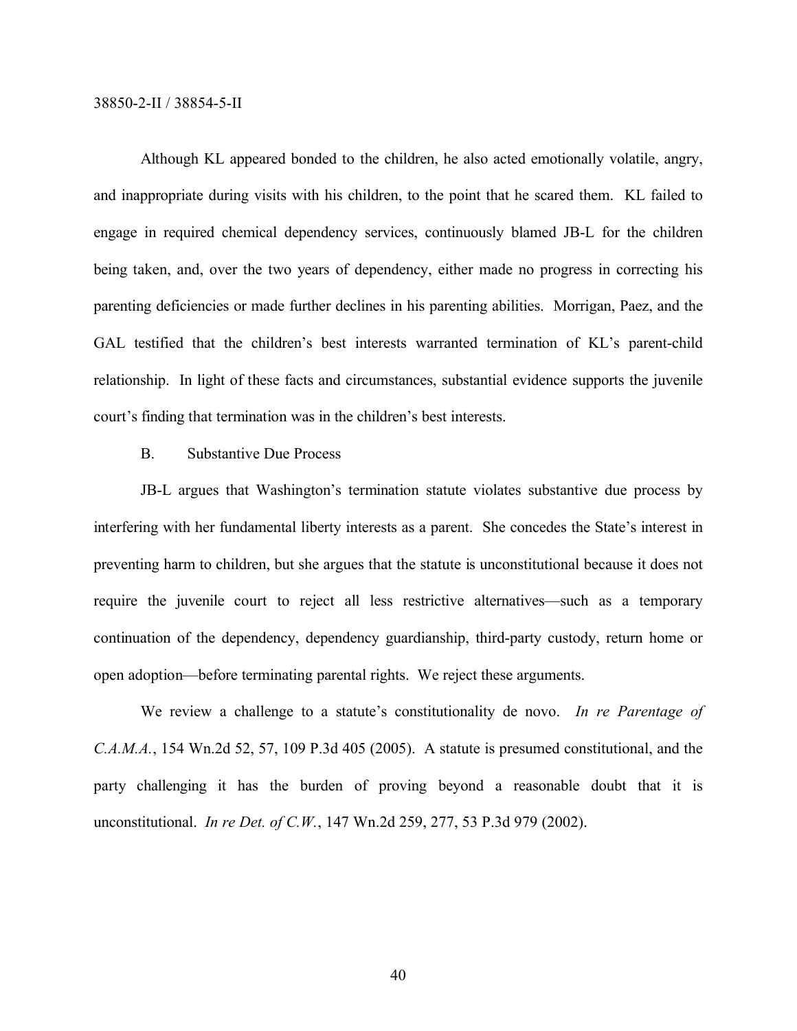Although KL appeared bonded to the children, he also acted emotionally volatile, angry, and inappropriate during visits with his children, to the point that he scared them. KL failed to engage in required chemical dependency services, continuously blamed JB-L for the children being taken, and, over the two years of dependency, either made no progress in correcting his parenting deficiencies or made further declines in his parenting abilities. Morrigan, Paez, and the GAL testified that the children's best interests warranted termination of KL's parent-child relationship. In light of these facts and circumstances, substantial evidence supports the juvenile court's finding that termination was in the children's best interests.

### B. Substantive Due Process

JB-L argues that Washington's termination statute violates substantive due process by interfering with her fundamental liberty interests as a parent. She concedes the State's interest in preventing harm to children, but she argues that the statute is unconstitutional because it does not require the juvenile court to reject all less restrictive alternatives—such as a temporary continuation of the dependency, dependency guardianship, third-party custody, return home or open adoption—before terminating parental rights. We reject these arguments.

We review a challenge to a statute's constitutionality de novo. *In re Parentage of C.A.M.A.*, 154 Wn.2d 52, 57, 109 P.3d 405 (2005). A statute is presumed constitutional, and the party challenging it has the burden of proving beyond a reasonable doubt that it is unconstitutional. *In re Det. of C.W.*, 147 Wn.2d 259, 277, 53 P.3d 979 (2002).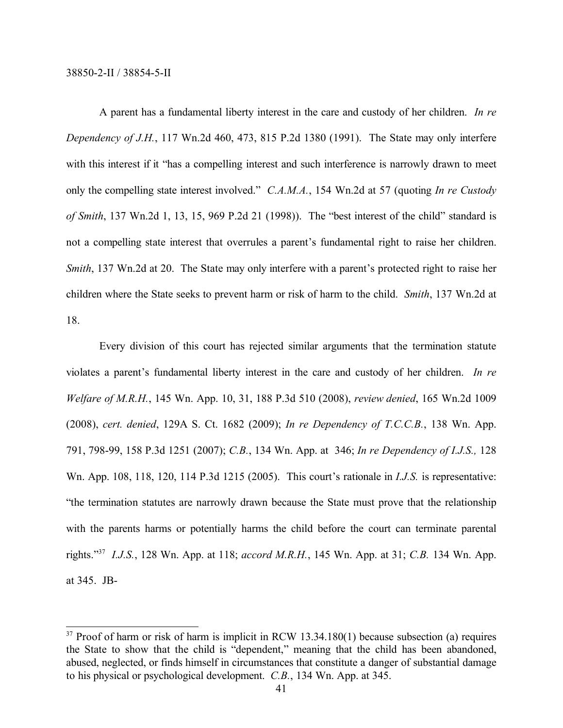A parent has a fundamental liberty interest in the care and custody of her children. *In re Dependency of J.H.*, 117 Wn.2d 460, 473, 815 P.2d 1380 (1991). The State may only interfere with this interest if it "has a compelling interest and such interference is narrowly drawn to meet only the compelling state interest involved." *C.A.M.A.*, 154 Wn.2d at 57 (quoting *In re Custody of Smith*, 137 Wn.2d 1, 13, 15, 969 P.2d 21 (1998)). The "best interest of the child" standard is not a compelling state interest that overrules a parent's fundamental right to raise her children. *Smith*, 137 Wn.2d at 20. The State may only interfere with a parent's protected right to raise her children where the State seeks to prevent harm or risk of harm to the child. *Smith*, 137 Wn.2d at 18.

Every division of this court has rejected similar arguments that the termination statute violates a parent's fundamental liberty interest in the care and custody of her children. *In re Welfare of M.R.H.*, 145 Wn. App. 10, 31, 188 P.3d 510 (2008), *review denied*, 165 Wn.2d 1009 (2008), *cert. denied*, 129A S. Ct. 1682 (2009); *In re Dependency of T.C.C.B.*, 138 Wn. App. 791, 798-99, 158 P.3d 1251 (2007); *C.B.*, 134 Wn. App. at 346; *In re Dependency of I.J.S.,* 128 Wn. App. 108, 118, 120, 114 P.3d 1215 (2005). This court's rationale in *I.J.S.* is representative: "the termination statutes are narrowly drawn because the State must prove that the relationship with the parents harms or potentially harms the child before the court can terminate parental rights."[37] *I.J.S.*, 128 Wn. App. at 118; *accord M.R.H.*, 145 Wn. App. at 31; *C.B.* 134 Wn. App. at 345. JB-

---

[37] Proof of harm or risk of harm is implicit in RCW 13.34.180(1) because subsection (a) requires the State to show that the child is "dependent," meaning that the child has been abandoned, abused, neglected, or finds himself in circumstances that constitute a danger of substantial damage to his physical or psychological development. *C.B.*, 134 Wn. App. at 345.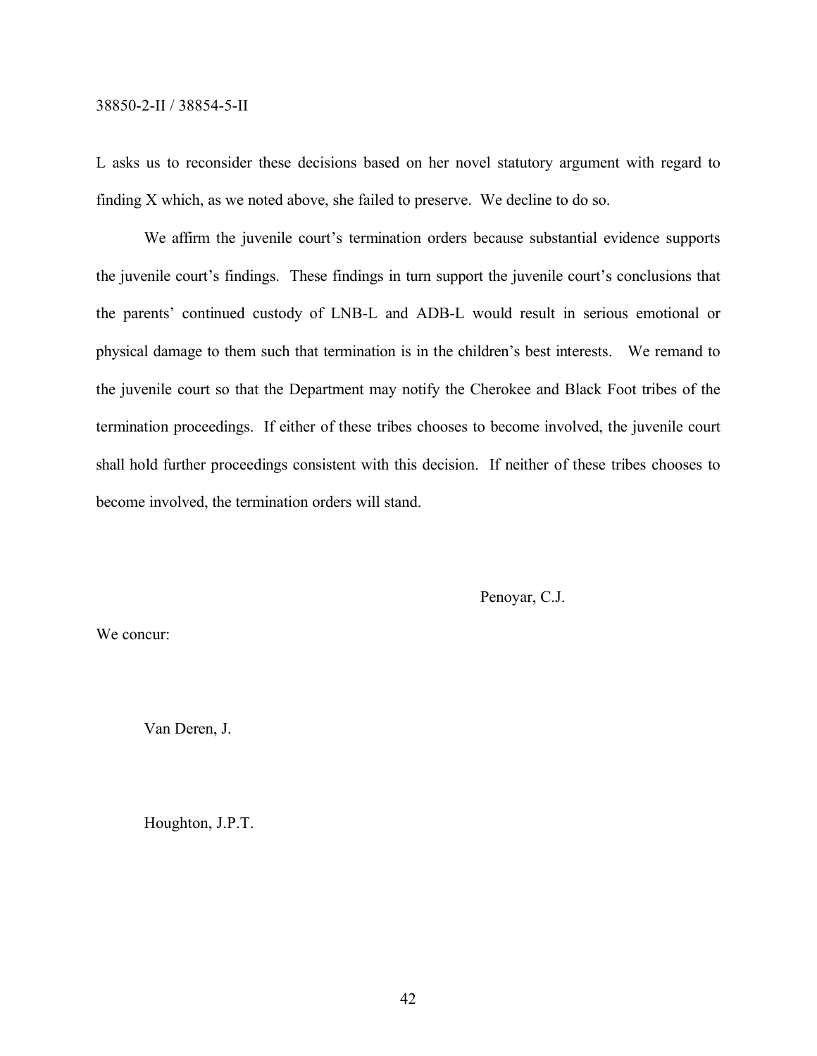L asks us to reconsider these decisions based on her novel statutory argument with regard to finding X which, as we noted above, she failed to preserve. We decline to do so.

We affirm the juvenile court's termination orders because substantial evidence supports the juvenile court's findings. These findings in turn support the juvenile court's conclusions that the parents' continued custody of LNB-L and ADB-L would result in serious emotional or physical damage to them such that termination is in the children's best interests. We remand to the juvenile court so that the Department may notify the Cherokee and Black Foot tribes of the termination proceedings. If either of these tribes chooses to become involved, the juvenile court shall hold further proceedings consistent with this decision. If neither of these tribes chooses to become involved, the termination orders will stand.

Penoyar, C.J.

We concur:

Van Deren, J.

Houghton, J.P.T.